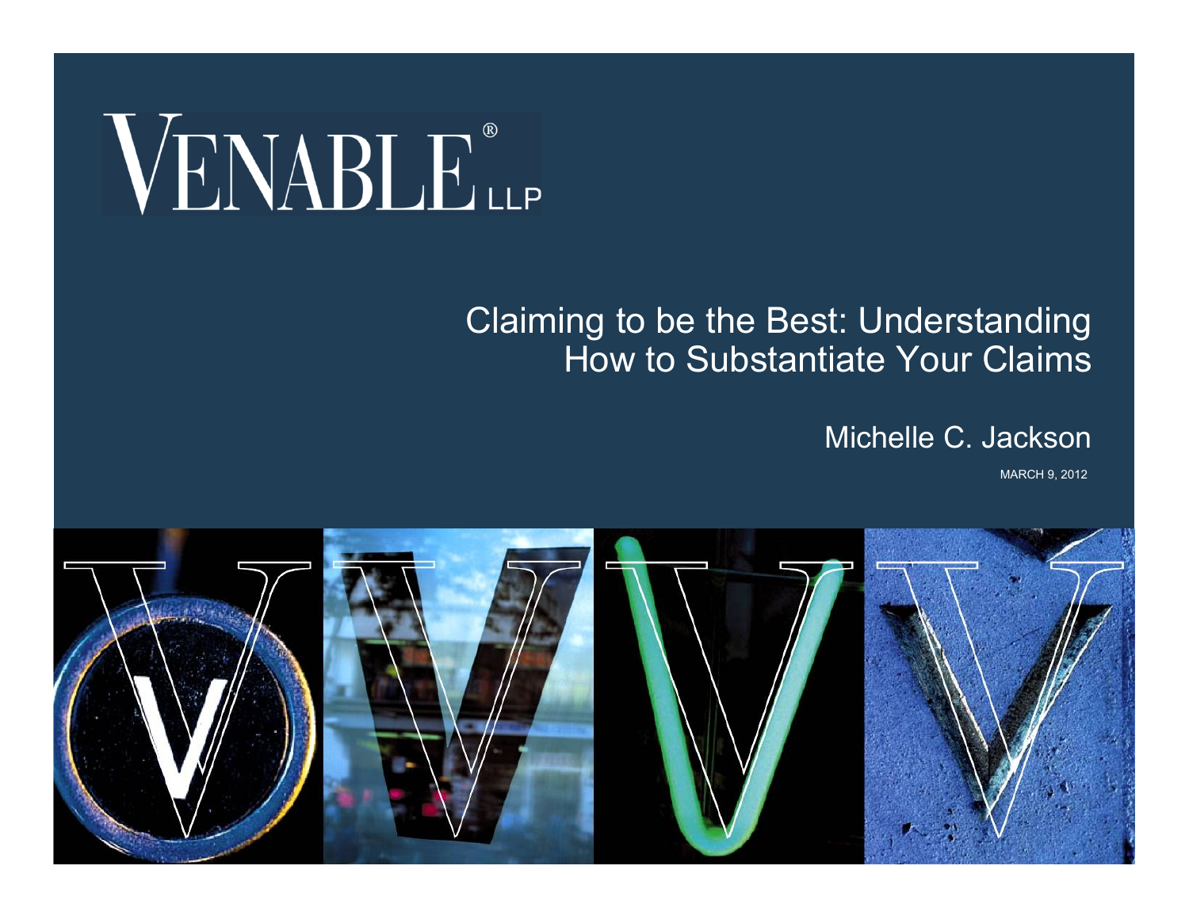VENABLE® LLP

# Claiming to be the Best: Understanding How to Substantiate Your Claims

Michelle C. Jackson

MARCH 9, 2012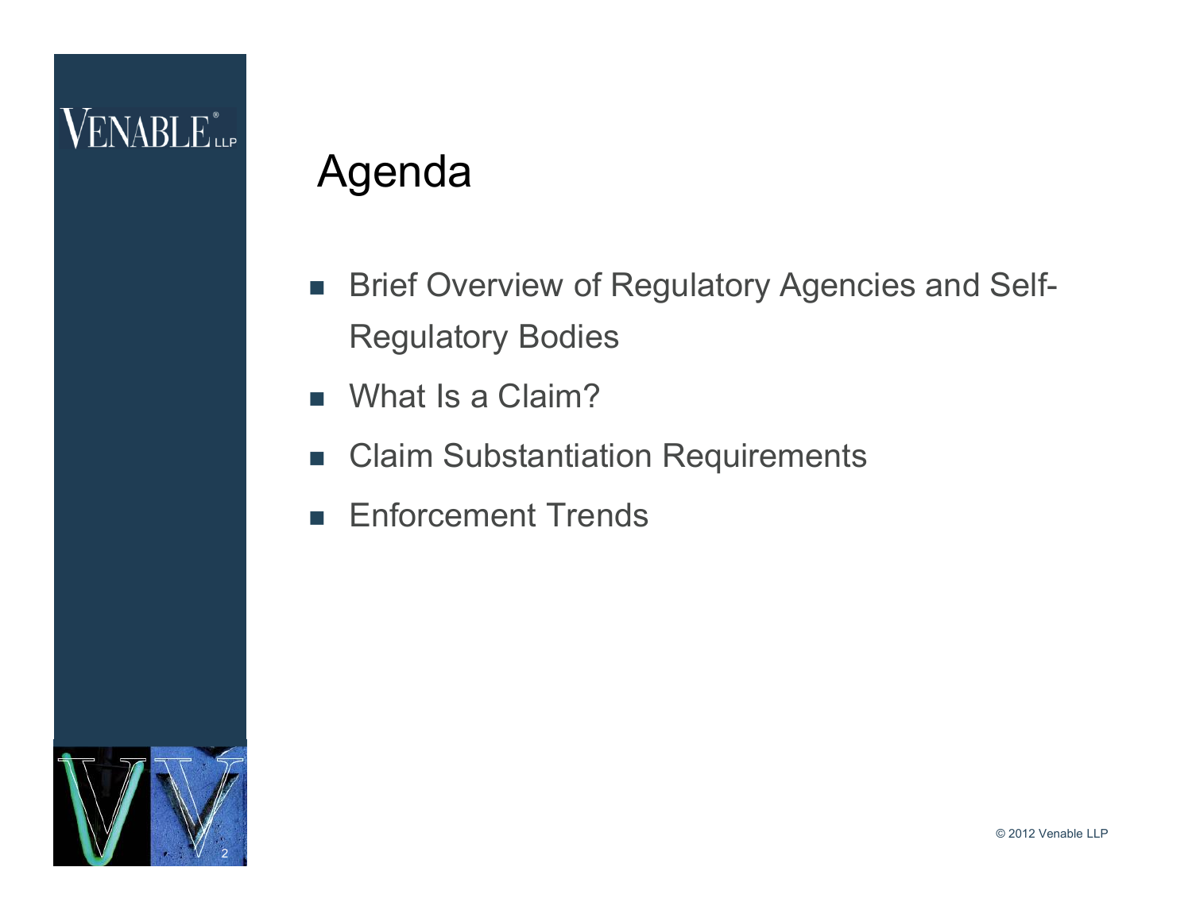# Agenda

- Brief Overview of Regulatory Agencies and Self-Regulatory Bodies
- What Is a Claim?
- Claim Substantiation Requirements
- Enforcement Trends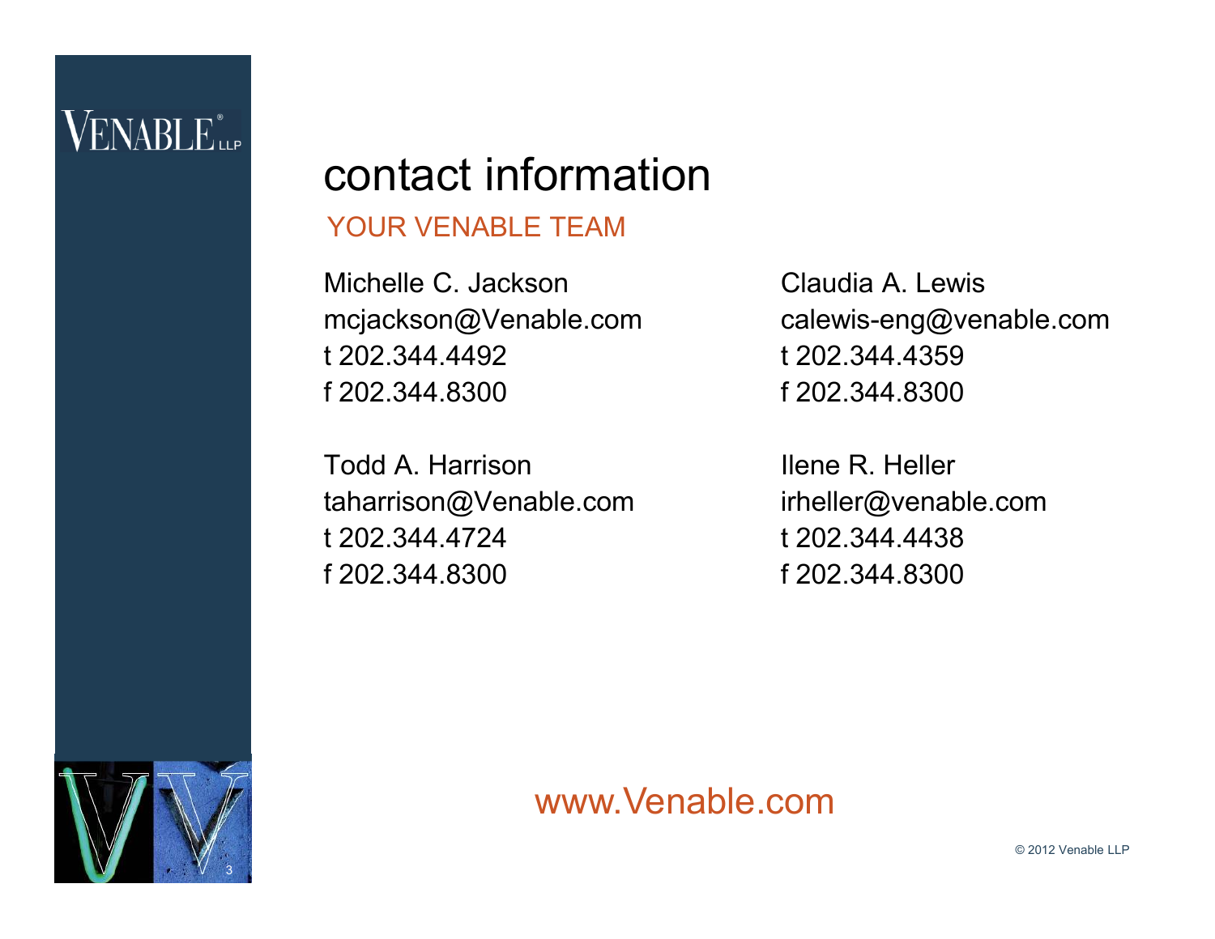# contact information

## YOUR VENABLE TEAM

Michelle C. Jackson
mcjackson@Venable.com
t 202.344.4492
f 202.344.8300

Todd A. Harrison
taharrison@Venable.com
t 202.344.4724
f 202.344.8300

Claudia A. Lewis
calewis-eng@venable.com
t 202.344.4359
f 202.344.8300

Ilene R. Heller
irheller@venable.com
t 202.344.4438
f 202.344.8300

www.Venable.com

© 2012 Venable LLP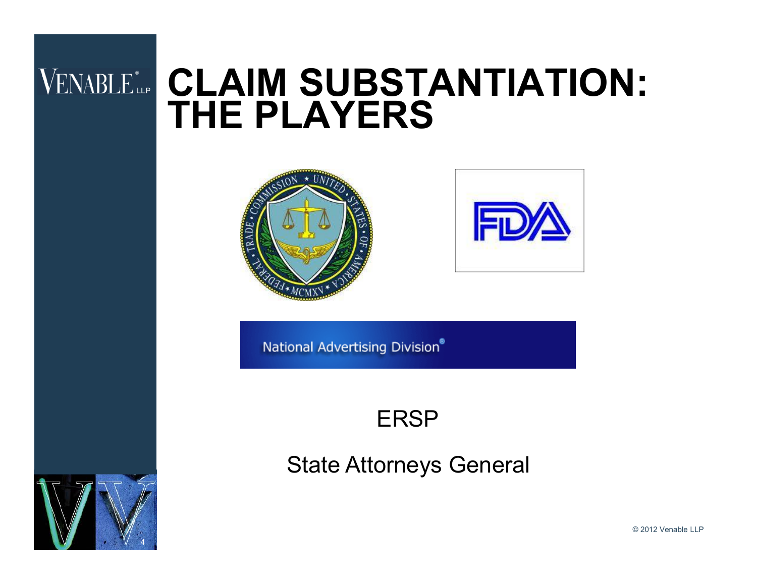# CLAIM SUBSTANTIATION: THE PLAYERS

National Advertising Division®

ERSP

State Attorneys General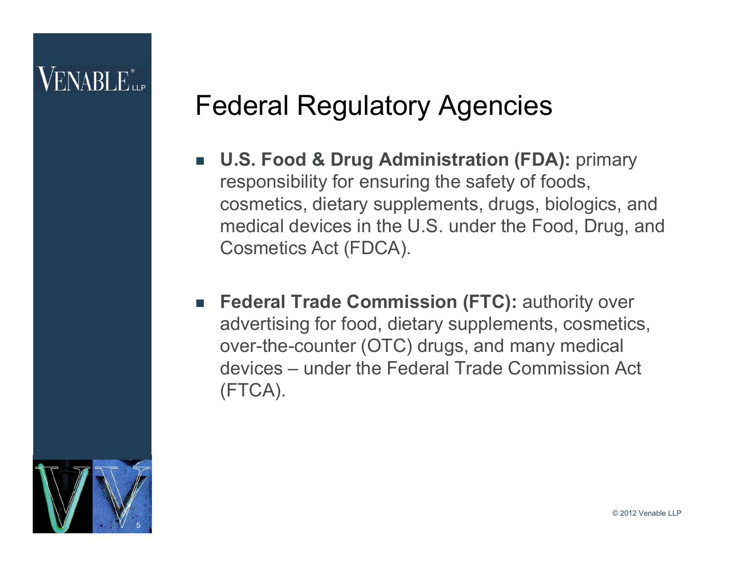# Federal Regulatory Agencies

- **U.S. Food & Drug Administration (FDA):** primary responsibility for ensuring the safety of foods, cosmetics, dietary supplements, drugs, biologics, and medical devices in the U.S. under the Food, Drug, and Cosmetics Act (FDCA).

- **Federal Trade Commission (FTC):** authority over advertising for food, dietary supplements, cosmetics, over-the-counter (OTC) drugs, and many medical devices – under the Federal Trade Commission Act (FTCA).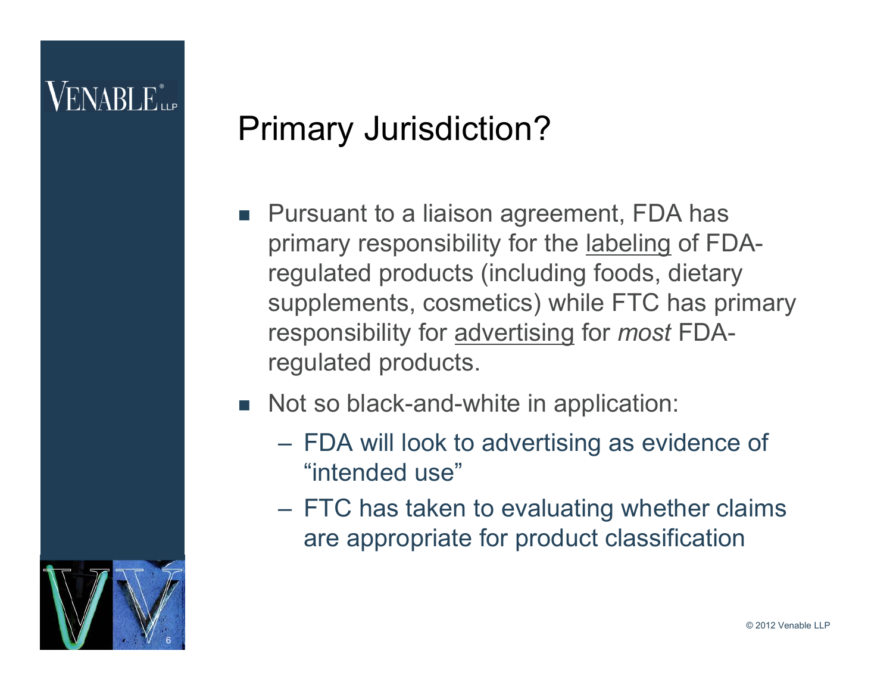# Primary Jurisdiction?

- Pursuant to a liaison agreement, FDA has primary responsibility for the <u>labeling</u> of FDA-regulated products (including foods, dietary supplements, cosmetics) while FTC has primary responsibility for <u>advertising</u> for *most* FDA-regulated products.
- Not so black-and-white in application:
  - FDA will look to advertising as evidence of "intended use"
  - FTC has taken to evaluating whether claims are appropriate for product classification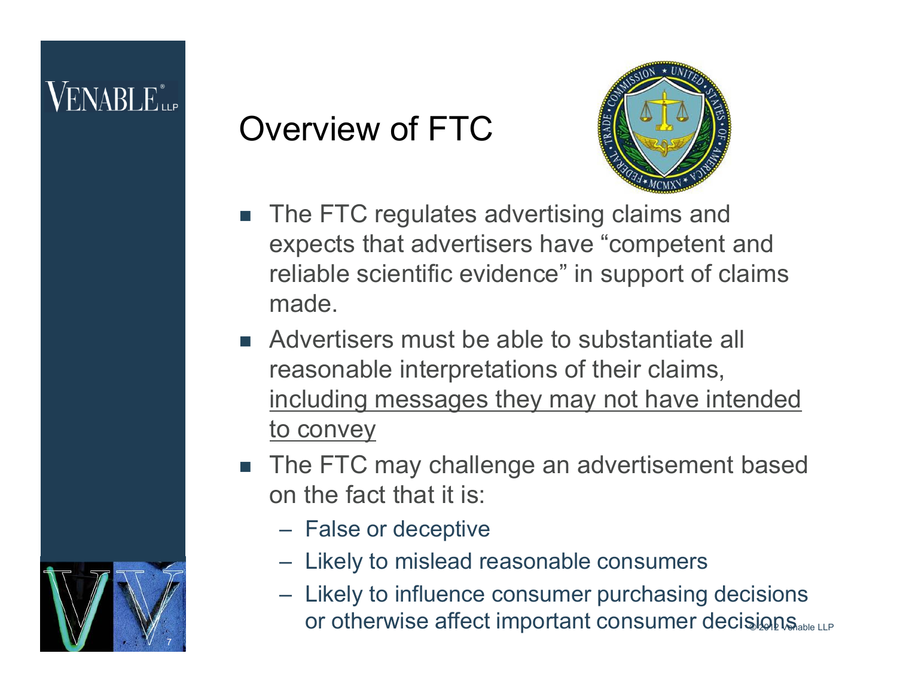# Overview of FTC

- The FTC regulates advertising claims and expects that advertisers have “competent and reliable scientific evidence” in support of claims made.
- Advertisers must be able to substantiate all reasonable interpretations of their claims, <u>including messages they may not have intended to convey</u>
- The FTC may challenge an advertisement based on the fact that it is:
  - False or deceptive
  - Likely to mislead reasonable consumers
  - Likely to influence consumer purchasing decisions or otherwise affect important consumer decisions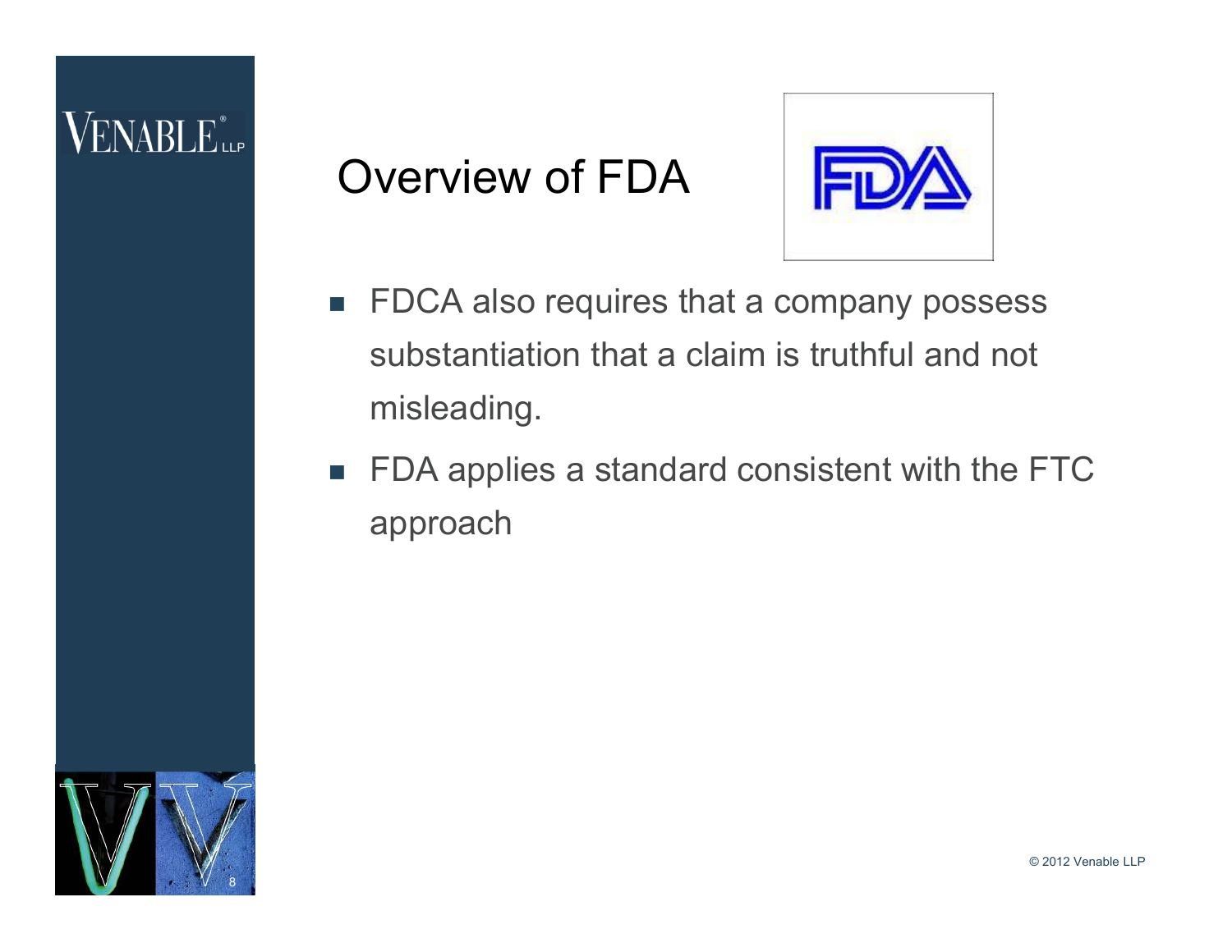# Overview of FDA

- FDCA also requires that a company possess substantiation that a claim is truthful and not misleading.
- FDA applies a standard consistent with the FTC approach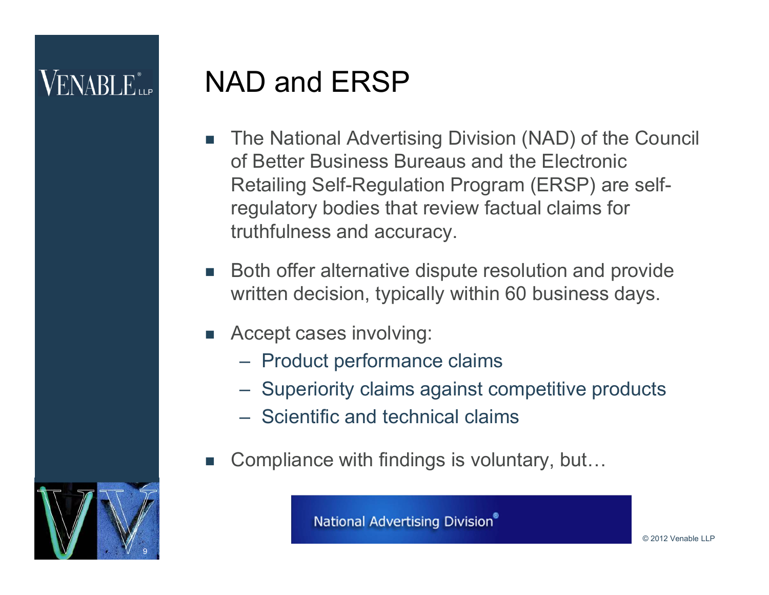# NAD and ERSP

- The National Advertising Division (NAD) of the Council of Better Business Bureaus and the Electronic Retailing Self-Regulation Program (ERSP) are self-regulatory bodies that review factual claims for truthfulness and accuracy.
- Both offer alternative dispute resolution and provide written decision, typically within 60 business days.
- Accept cases involving:
  - Product performance claims
  - Superiority claims against competitive products
  - Scientific and technical claims
- Compliance with findings is voluntary, but…

National Advertising Division®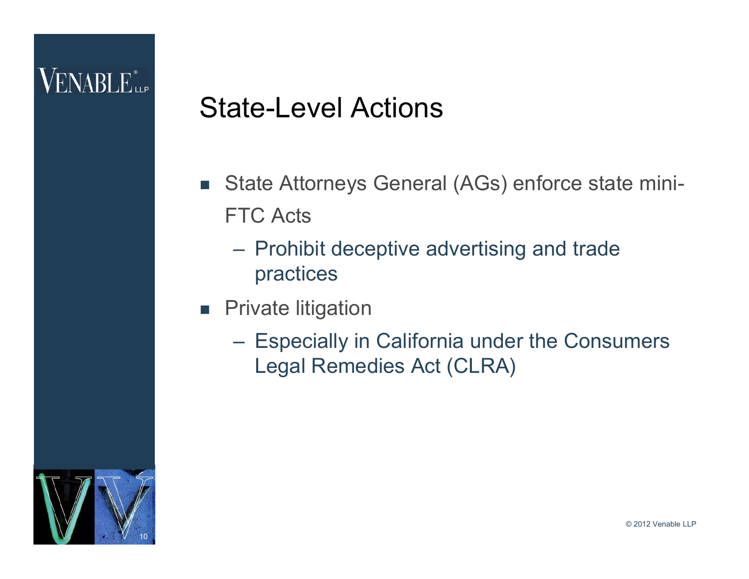# State-Level Actions

- State Attorneys General (AGs) enforce state mini-FTC Acts
  - Prohibit deceptive advertising and trade practices
- Private litigation
  - Especially in California under the Consumers Legal Remedies Act (CLRA)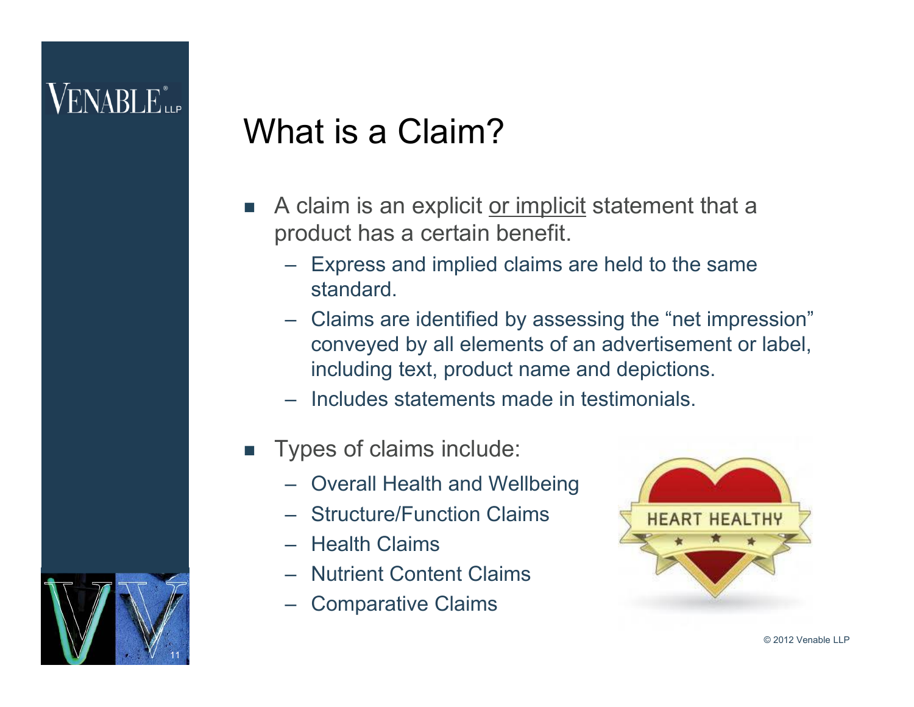# What is a Claim?

- A claim is an explicit <u>or implicit</u> statement that a product has a certain benefit.
  - Express and implied claims are held to the same standard.
  - Claims are identified by assessing the "net impression" conveyed by all elements of an advertisement or label, including text, product name and depictions.
  - Includes statements made in testimonials.
- Types of claims include:
  - Overall Health and Wellbeing
  - Structure/Function Claims
  - Health Claims
  - Nutrient Content Claims
  - Comparative Claims

© 2012 Venable LLP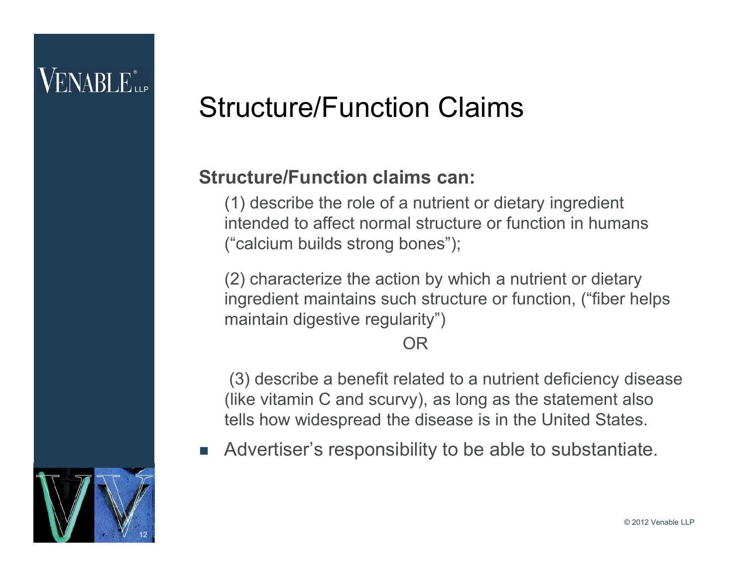# Structure/Function Claims

**Structure/Function claims can:**

(1) describe the role of a nutrient or dietary ingredient intended to affect normal structure or function in humans (“calcium builds strong bones”);

(2) characterize the action by which a nutrient or dietary ingredient maintains such structure or function, (“fiber helps maintain digestive regularity”)

OR

(3) describe a benefit related to a nutrient deficiency disease (like vitamin C and scurvy), as long as the statement also tells how widespread the disease is in the United States.

- Advertiser’s responsibility to be able to substantiate.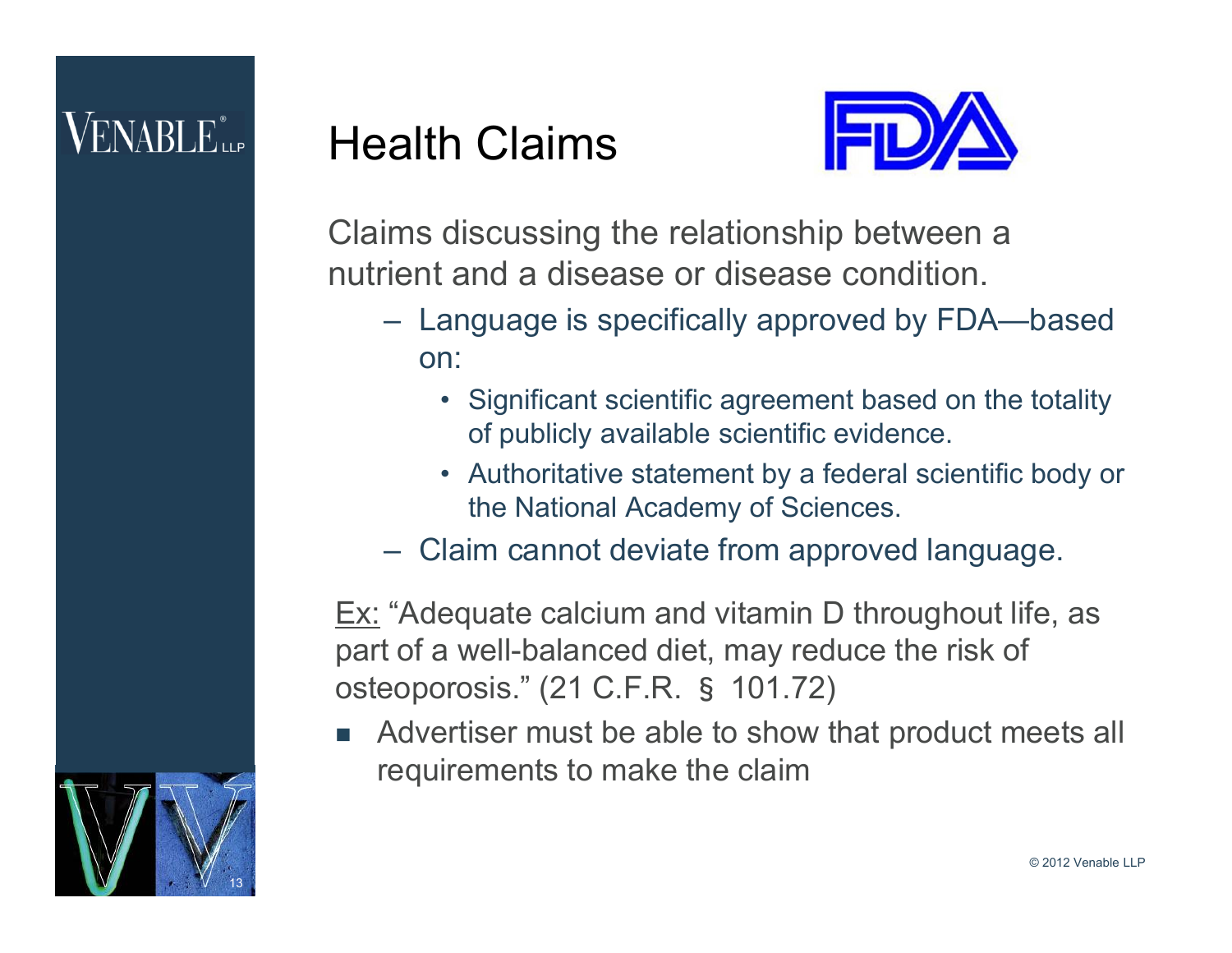# Health Claims

Claims discussing the relationship between a nutrient and a disease or disease condition.

- Language is specifically approved by FDA—based on:
  - Significant scientific agreement based on the totality of publicly available scientific evidence.
  - Authoritative statement by a federal scientific body or the National Academy of Sciences.
- Claim cannot deviate from approved language.

Ex: "Adequate calcium and vitamin D throughout life, as part of a well-balanced diet, may reduce the risk of osteoporosis." (21 C.F.R. § 101.72)

- Advertiser must be able to show that product meets all requirements to make the claim

© 2012 Venable LLP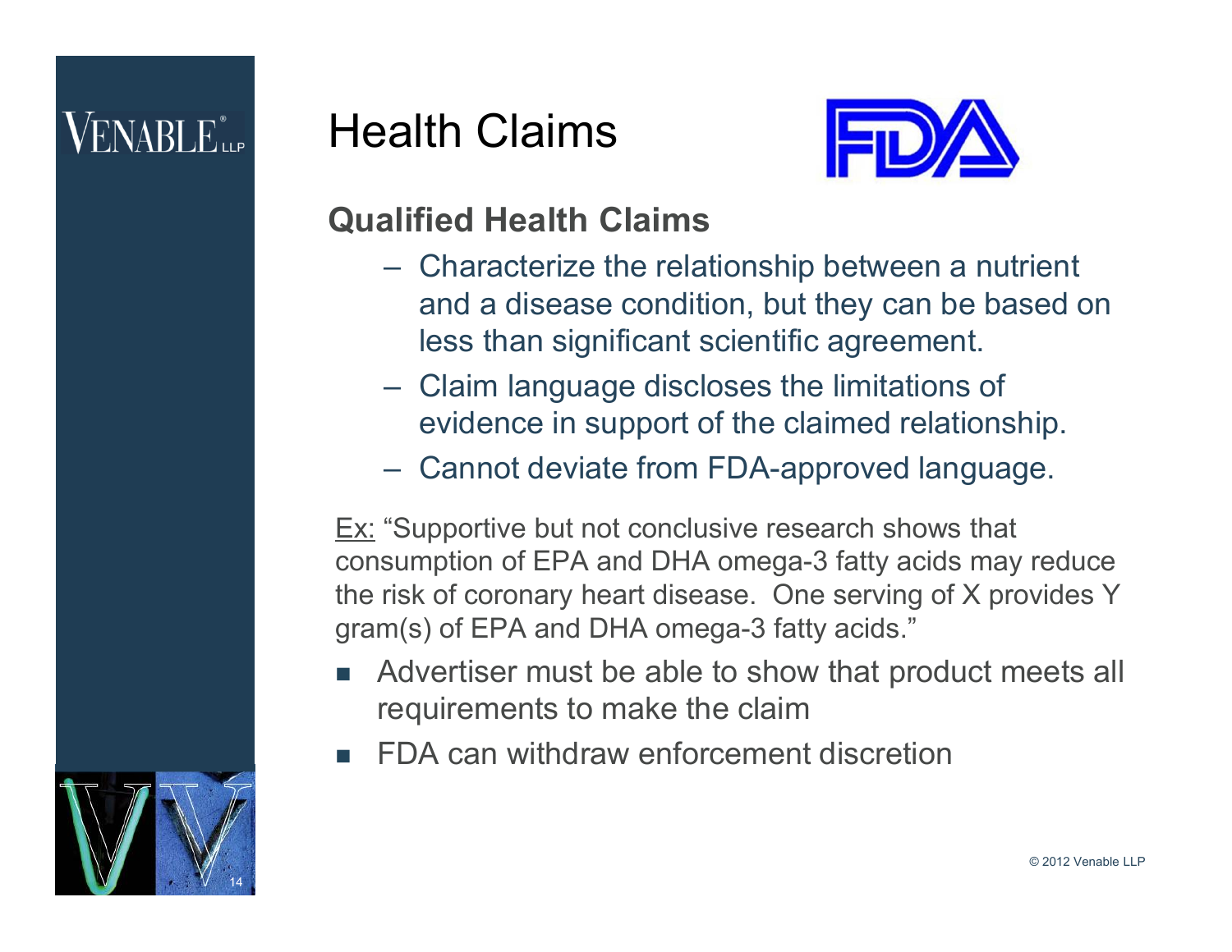# Health Claims

## Qualified Health Claims

- Characterize the relationship between a nutrient and a disease condition, but they can be based on less than significant scientific agreement.
- Claim language discloses the limitations of evidence in support of the claimed relationship.
- Cannot deviate from FDA-approved language.

Ex: "Supportive but not conclusive research shows that consumption of EPA and DHA omega-3 fatty acids may reduce the risk of coronary heart disease. One serving of X provides Y gram(s) of EPA and DHA omega-3 fatty acids."

- Advertiser must be able to show that product meets all requirements to make the claim
- FDA can withdraw enforcement discretion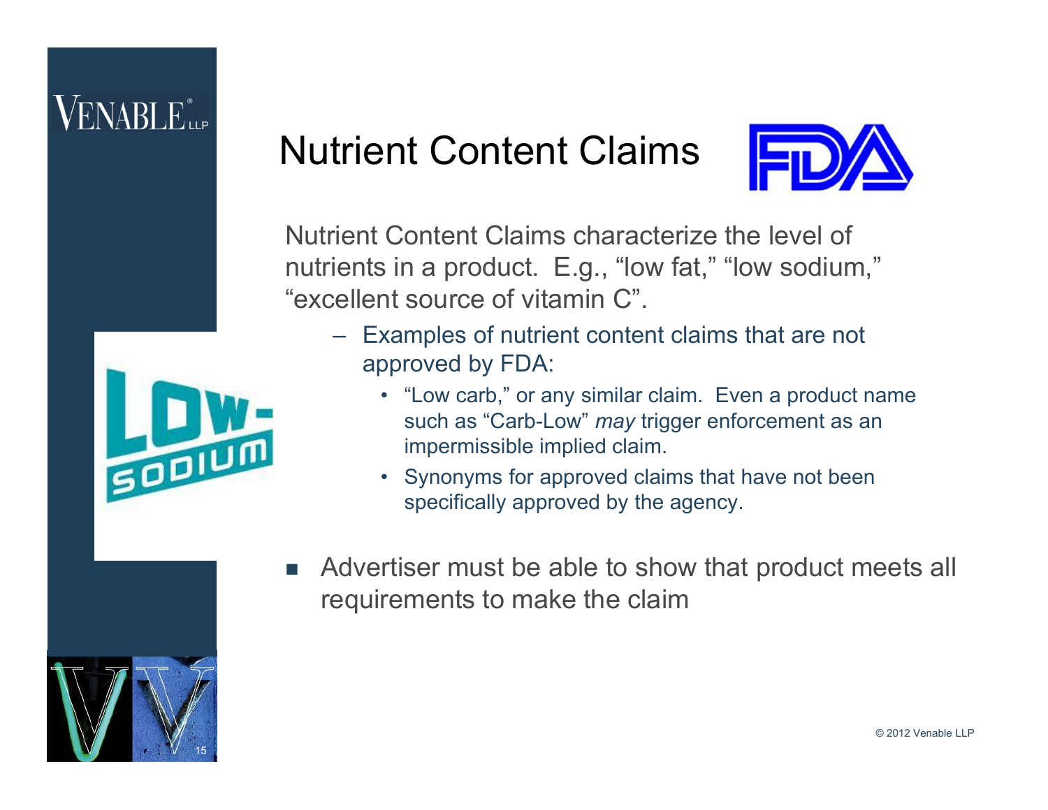# Nutrient Content Claims

Nutrient Content Claims characterize the level of nutrients in a product. E.g., “low fat,” “low sodium,” “excellent source of vitamin C”.

- Examples of nutrient content claims that are not approved by FDA:
  - “Low carb,” or any similar claim. Even a product name such as “Carb-Low” *may* trigger enforcement as an impermissible implied claim.
  - Synonyms for approved claims that have not been specifically approved by the agency.

- Advertiser must be able to show that product meets all requirements to make the claim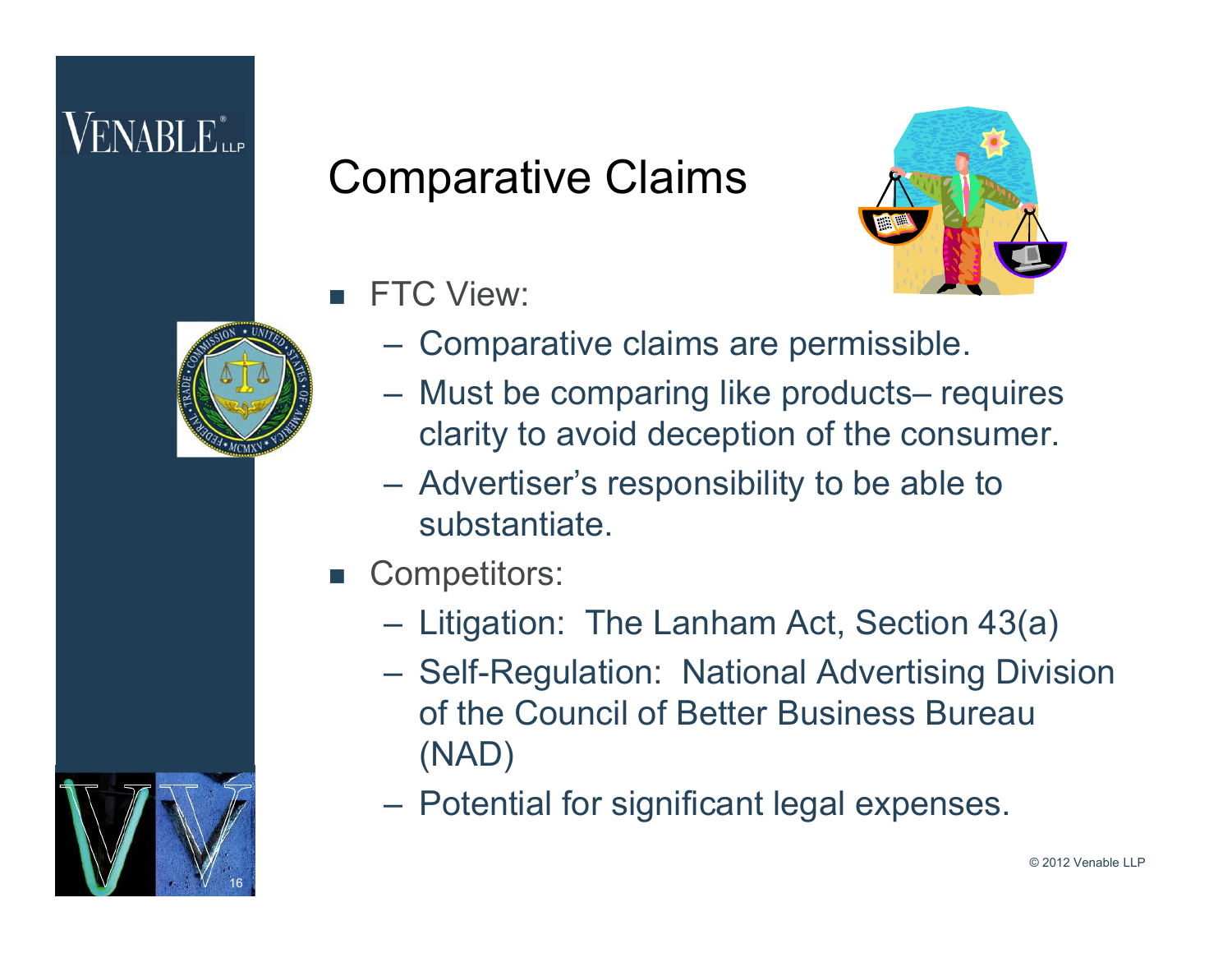# Comparative Claims

- FTC View:
  - Comparative claims are permissible.
  - Must be comparing like products– requires clarity to avoid deception of the consumer.
  - Advertiser's responsibility to be able to substantiate.
- Competitors:
  - Litigation: The Lanham Act, Section 43(a)
  - Self-Regulation: National Advertising Division of the Council of Better Business Bureau (NAD)
  - Potential for significant legal expenses.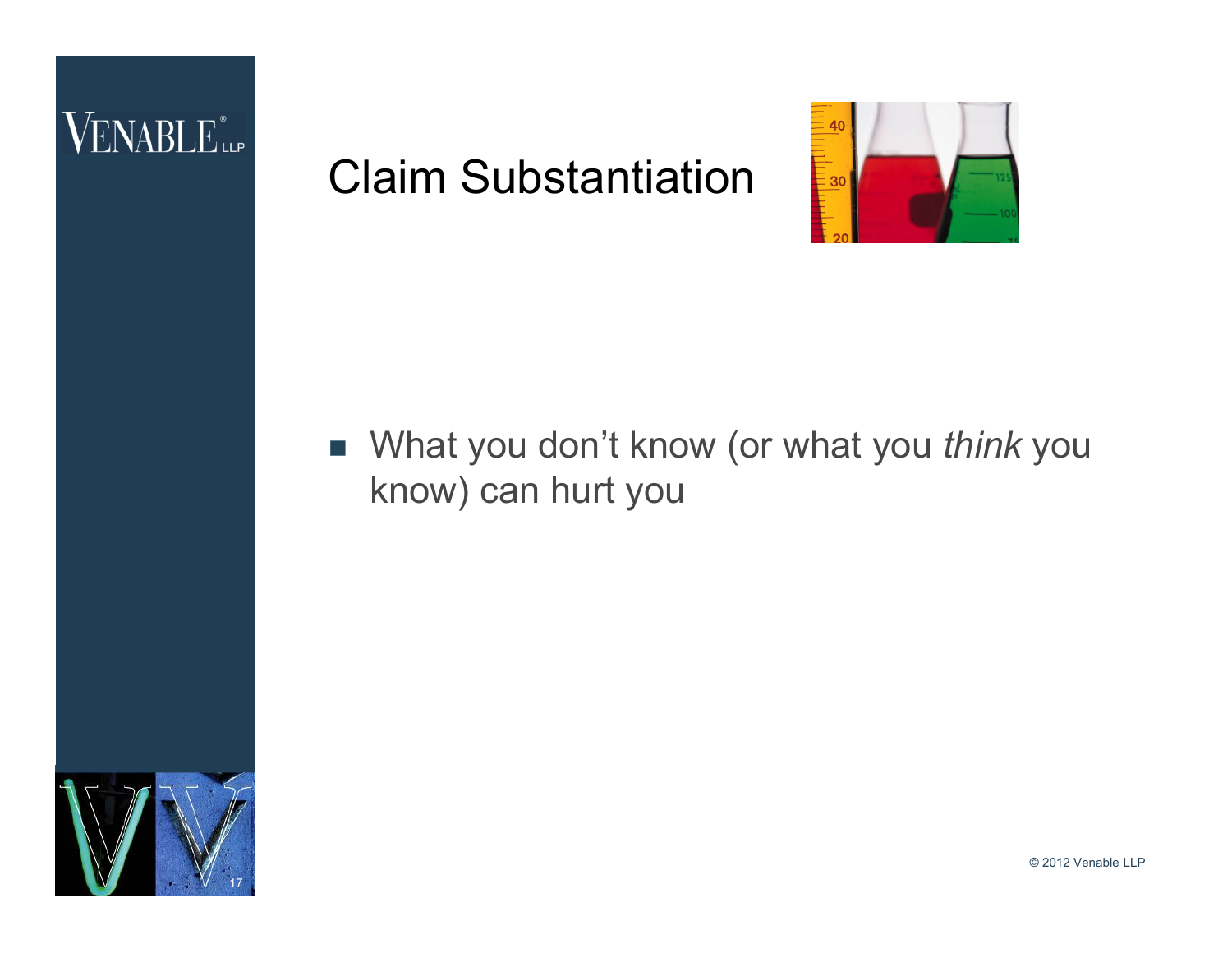# Claim Substantiation

- What you don't know (or what you *think* you know) can hurt you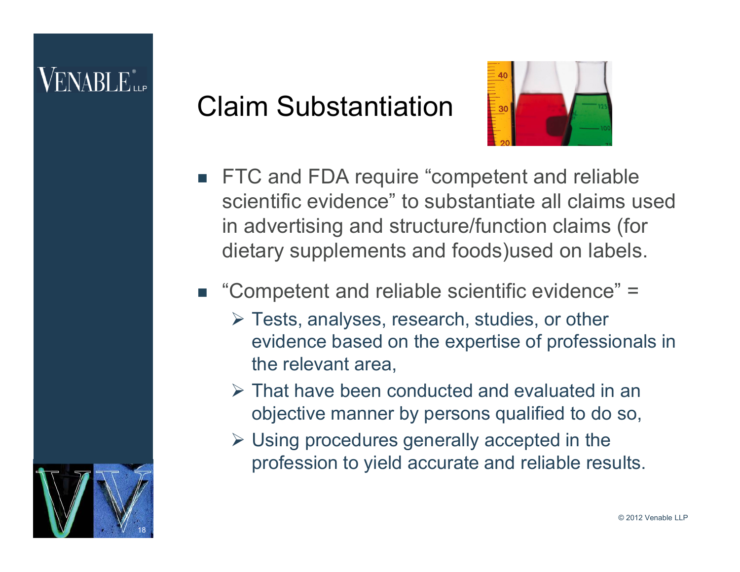# Claim Substantiation

- FTC and FDA require “competent and reliable scientific evidence” to substantiate all claims used in advertising and structure/function claims (for dietary supplements and foods)used on labels.
- “Competent and reliable scientific evidence” =
  - Tests, analyses, research, studies, or other evidence based on the expertise of professionals in the relevant area,
  - That have been conducted and evaluated in an objective manner by persons qualified to do so,
  - Using procedures generally accepted in the profession to yield accurate and reliable results.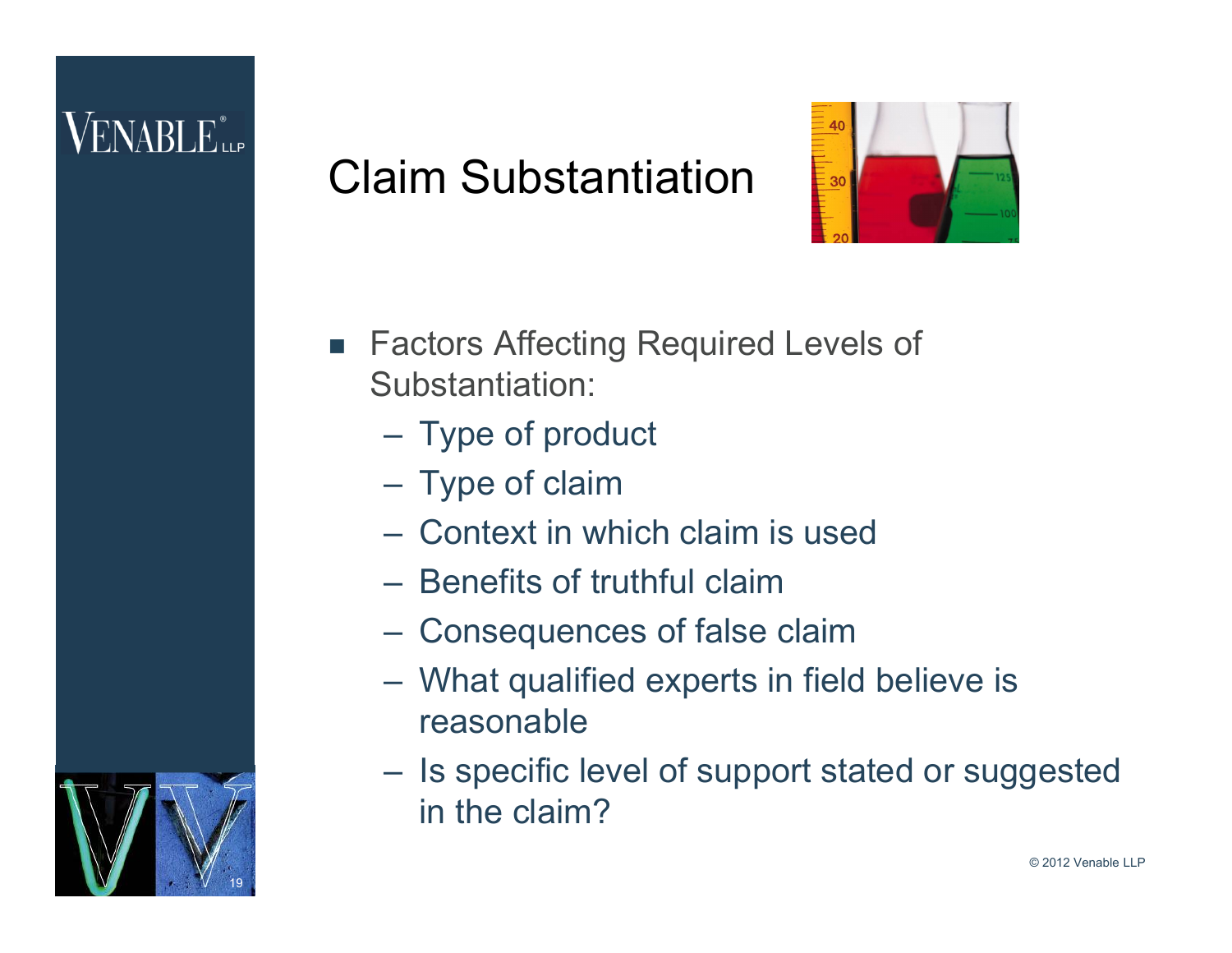# Claim Substantiation

- Factors Affecting Required Levels of Substantiation:
  - Type of product
  - Type of claim
  - Context in which claim is used
  - Benefits of truthful claim
  - Consequences of false claim
  - What qualified experts in field believe is reasonable
  - Is specific level of support stated or suggested in the claim?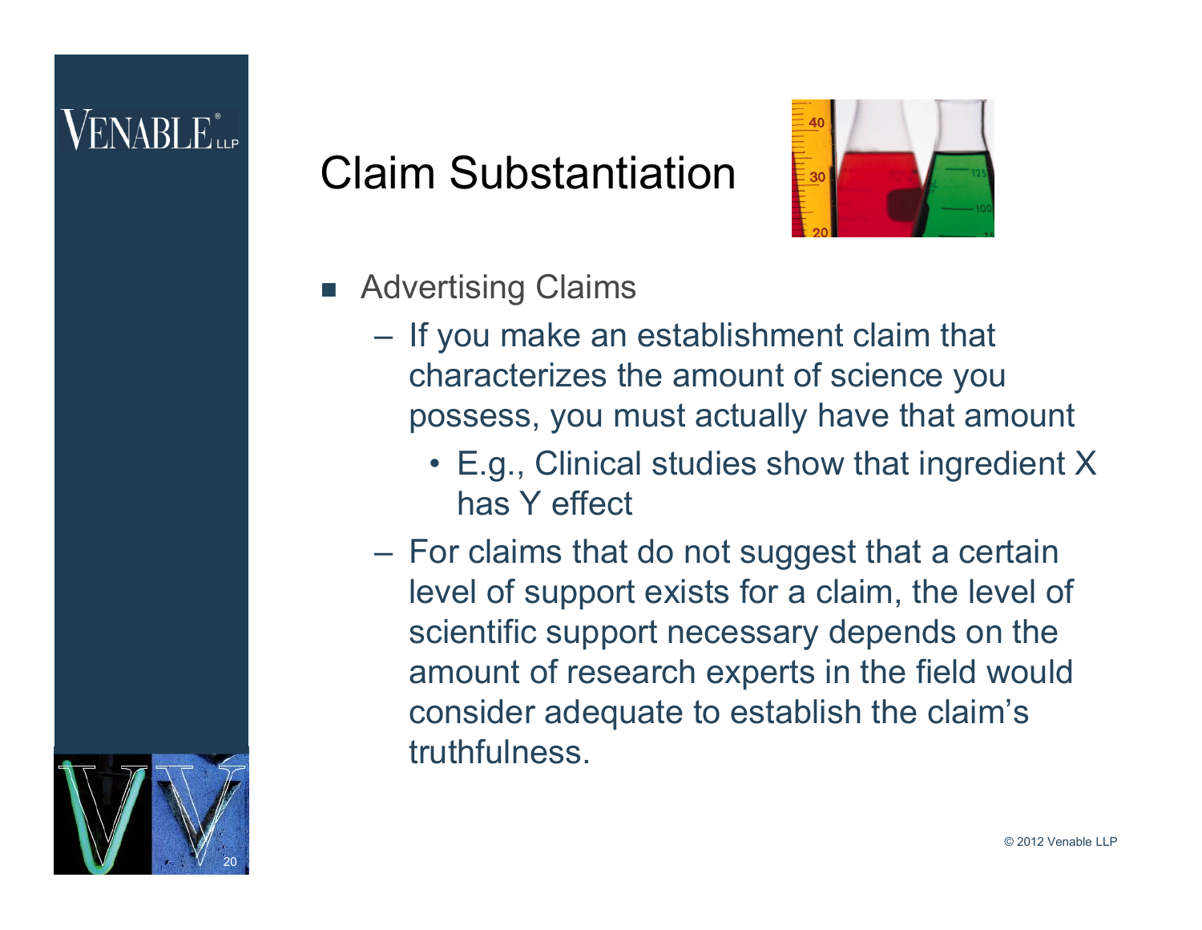# Claim Substantiation

- Advertising Claims
  - If you make an establishment claim that characterizes the amount of science you possess, you must actually have that amount
    - E.g., Clinical studies show that ingredient X has Y effect
  - For claims that do not suggest that a certain level of support exists for a claim, the level of scientific support necessary depends on the amount of research experts in the field would consider adequate to establish the claim's truthfulness.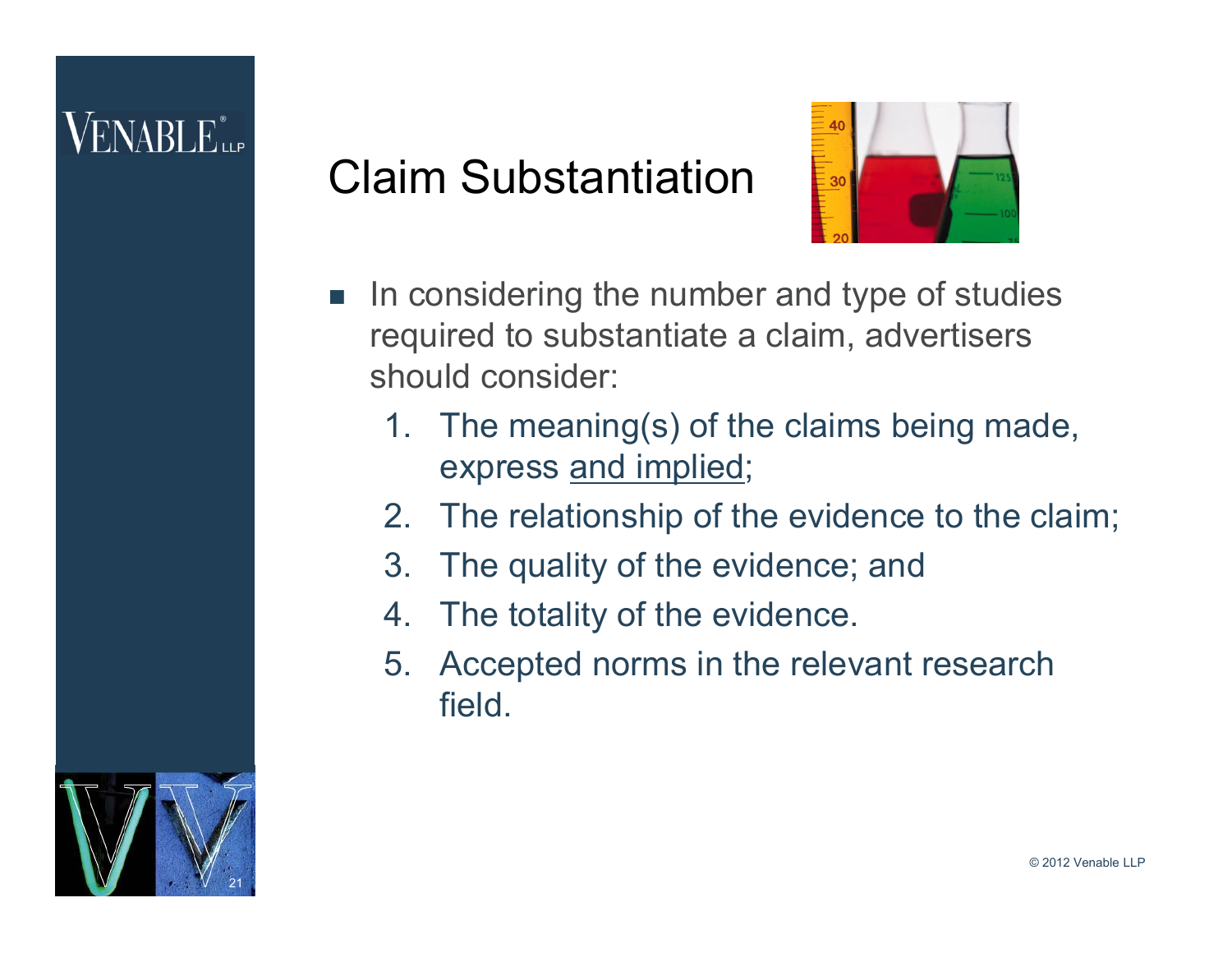# Claim Substantiation

- In considering the number and type of studies required to substantiate a claim, advertisers should consider:
  1. The meaning(s) of the claims being made, express <u>and implied</u>;
  2. The relationship of the evidence to the claim;
  3. The quality of the evidence; and
  4. The totality of the evidence.
  5. Accepted norms in the relevant research field.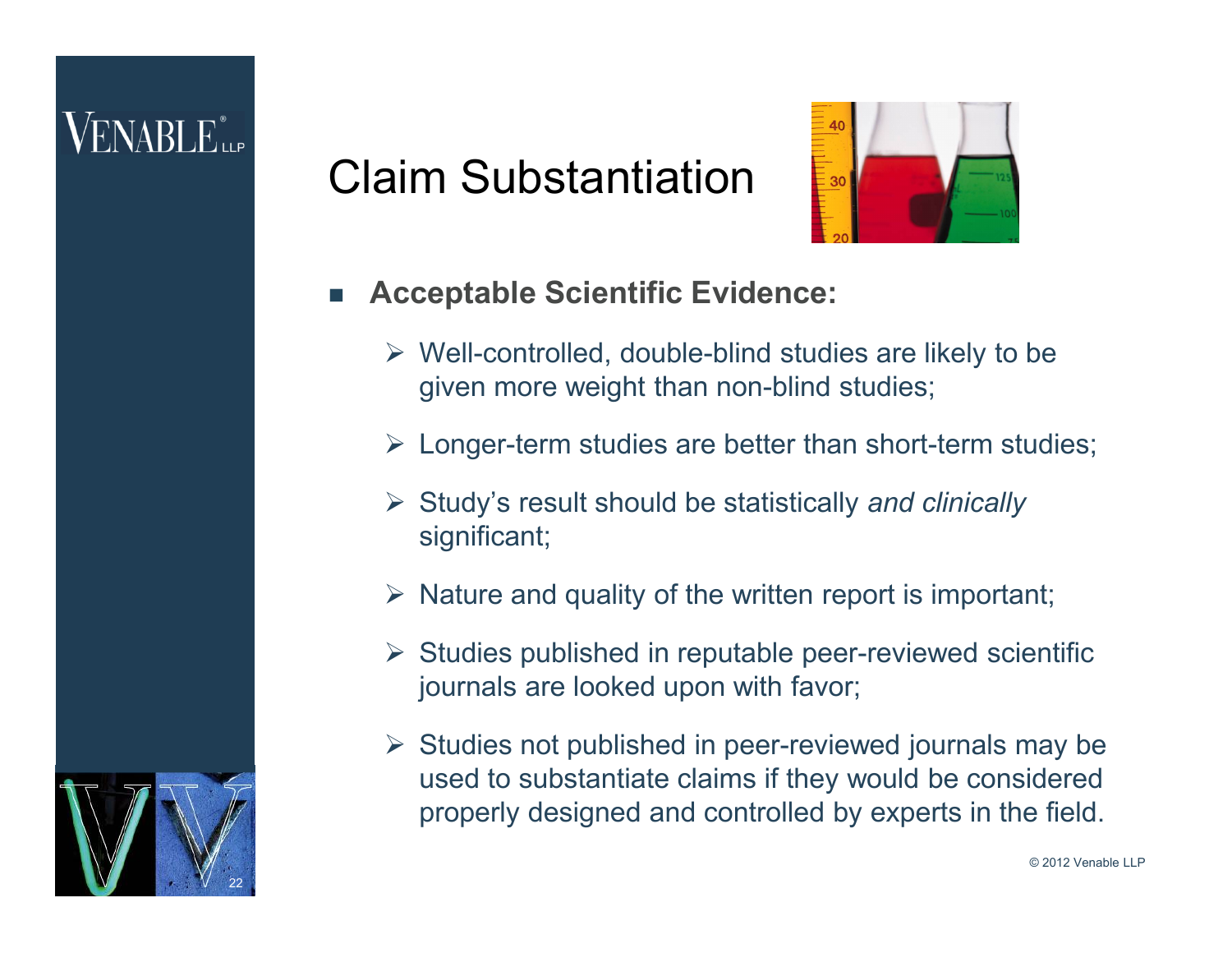# Claim Substantiation

- **Acceptable Scientific Evidence:**
  - Well-controlled, double-blind studies are likely to be given more weight than non-blind studies;
  - Longer-term studies are better than short-term studies;
  - Study's result should be statistically *and clinically* significant;
  - Nature and quality of the written report is important;
  - Studies published in reputable peer-reviewed scientific journals are looked upon with favor;
  - Studies not published in peer-reviewed journals may be used to substantiate claims if they would be considered properly designed and controlled by experts in the field.

© 2012 Venable LLP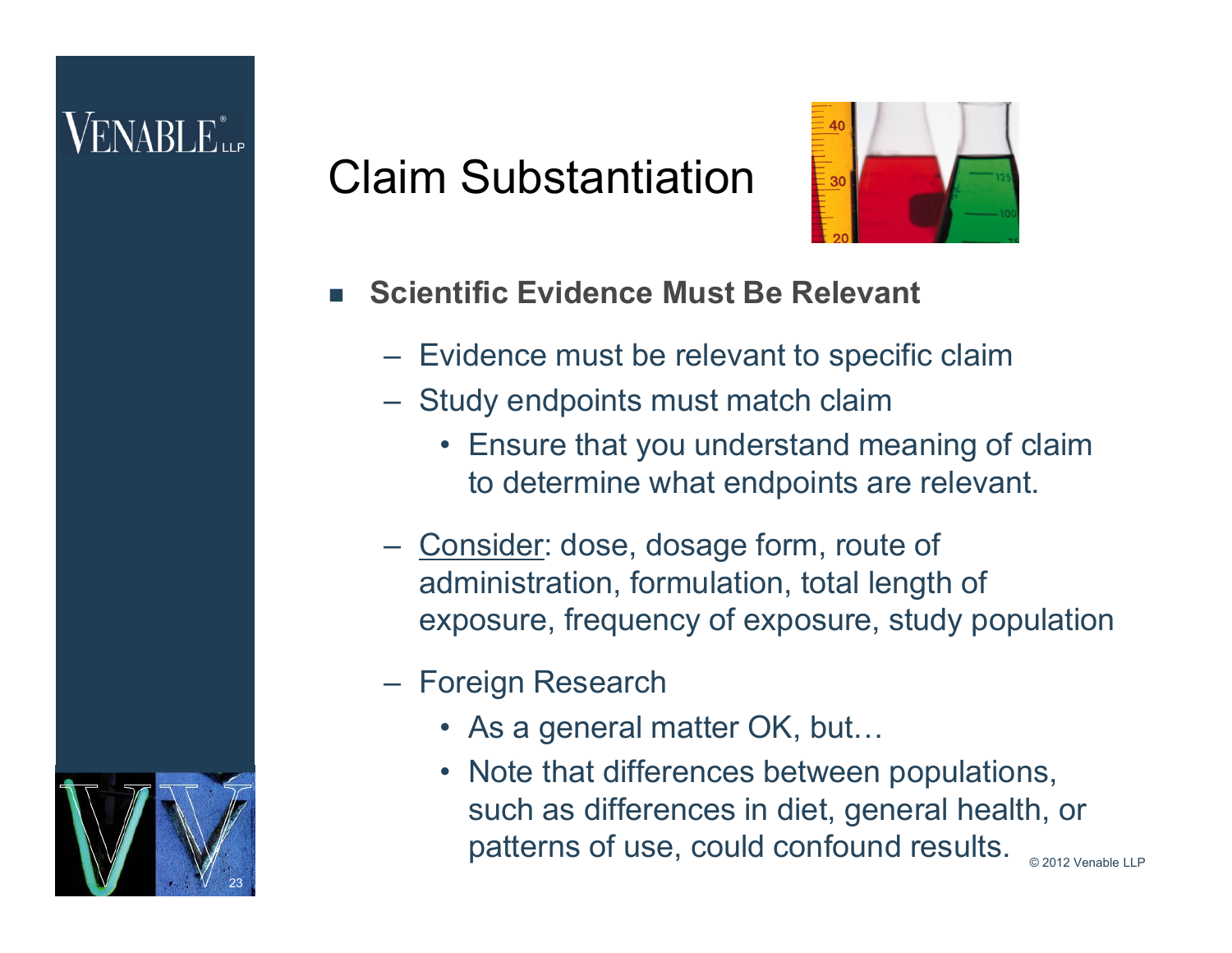# Claim Substantiation

- **Scientific Evidence Must Be Relevant**
  - Evidence must be relevant to specific claim
  - Study endpoints must match claim
    - Ensure that you understand meaning of claim to determine what endpoints are relevant.
  - Consider: dose, dosage form, route of administration, formulation, total length of exposure, frequency of exposure, study population
  - Foreign Research
    - As a general matter OK, but…
    - Note that differences between populations, such as differences in diet, general health, or patterns of use, could confound results.

© 2012 Venable LLP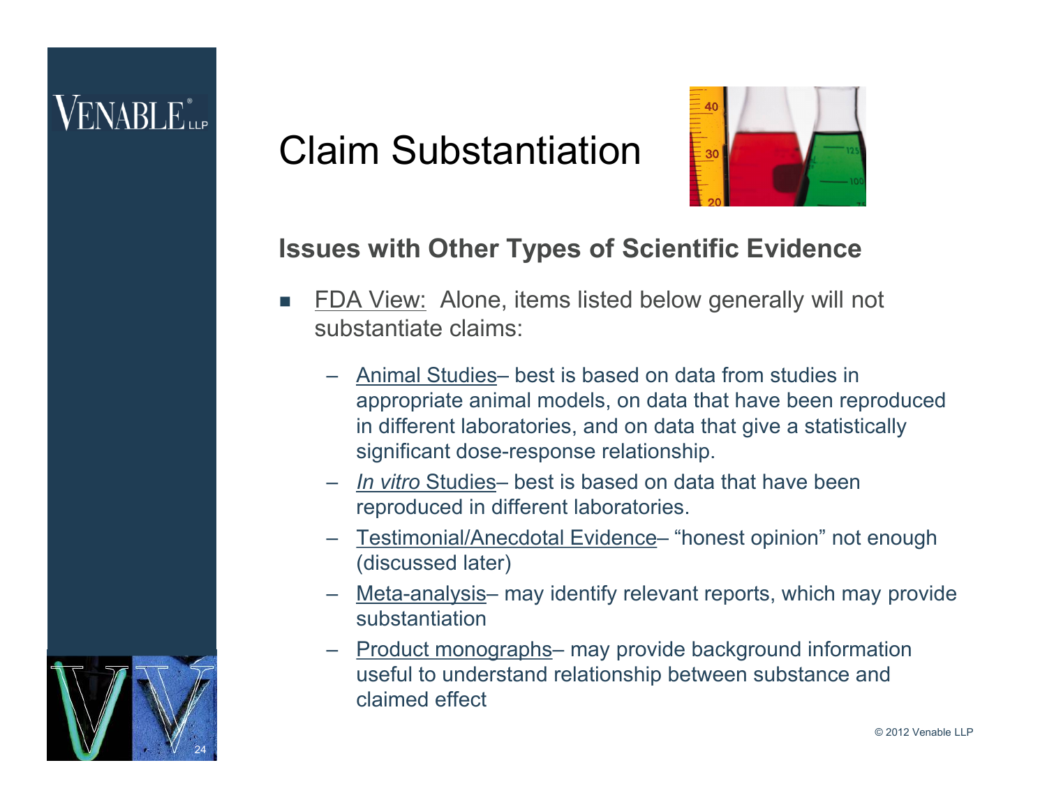# Claim Substantiation

## Issues with Other Types of Scientific Evidence

- FDA View: Alone, items listed below generally will not substantiate claims:
  - Animal Studies– best is based on data from studies in appropriate animal models, on data that have been reproduced in different laboratories, and on data that give a statistically significant dose-response relationship.
  - *In vitro* Studies– best is based on data that have been reproduced in different laboratories.
  - Testimonial/Anecdotal Evidence– "honest opinion" not enough (discussed later)
  - Meta-analysis– may identify relevant reports, which may provide substantiation
  - Product monographs– may provide background information useful to understand relationship between substance and claimed effect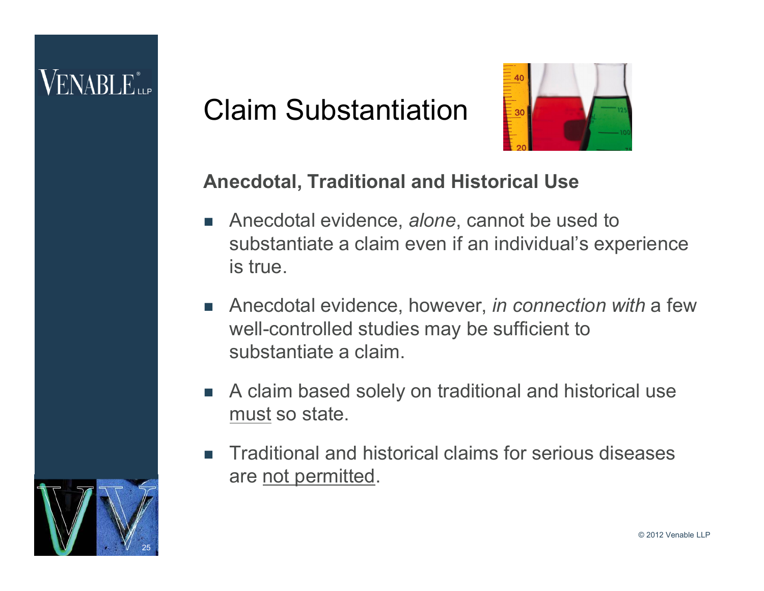# Claim Substantiation

## Anecdotal, Traditional and Historical Use

- Anecdotal evidence, *alone*, cannot be used to substantiate a claim even if an individual's experience is true.
- Anecdotal evidence, however, *in connection with* a few well-controlled studies may be sufficient to substantiate a claim.
- A claim based solely on traditional and historical use <u>must</u> so state.
- Traditional and historical claims for serious diseases are <u>not permitted</u>.

© 2012 Venable LLP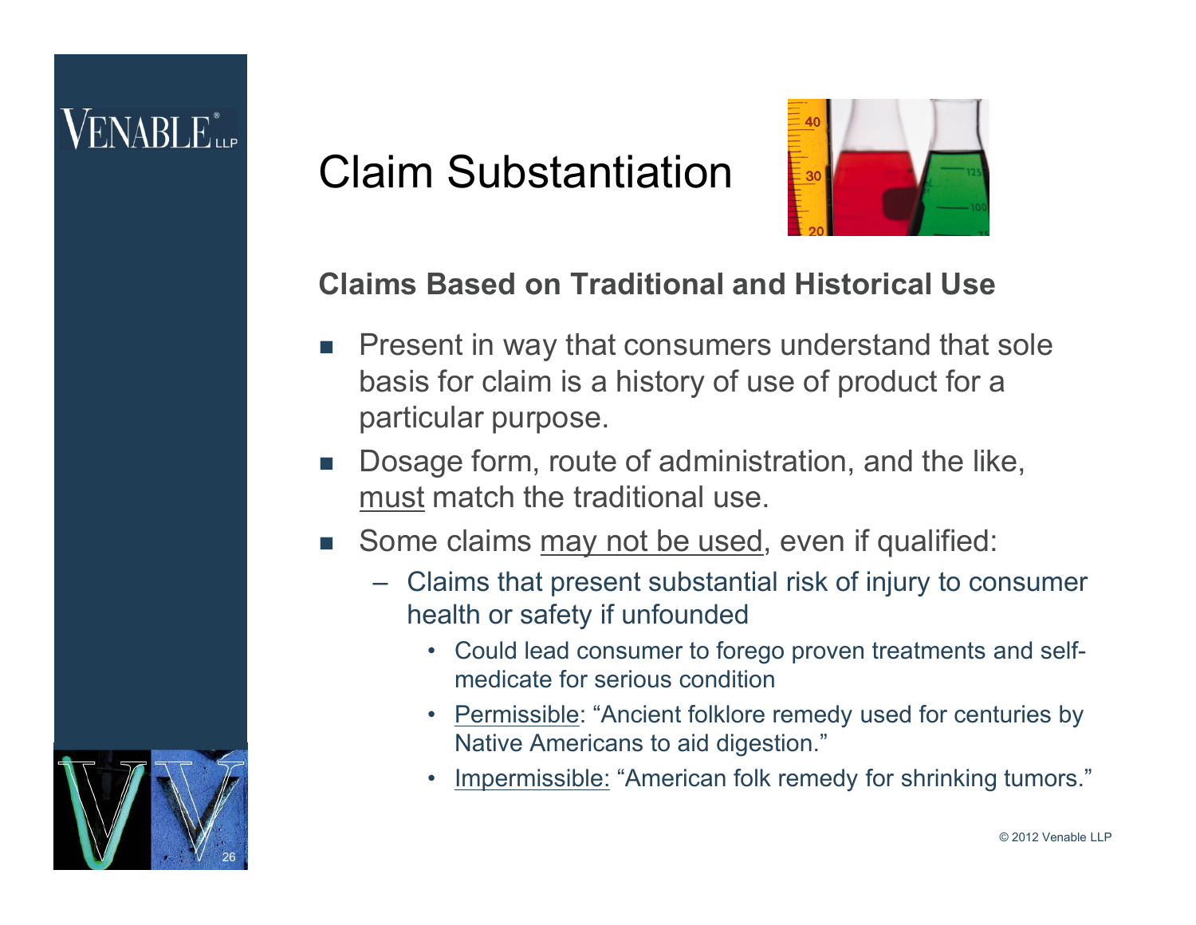# Claim Substantiation

## Claims Based on Traditional and Historical Use

- Present in way that consumers understand that sole basis for claim is a history of use of product for a particular purpose.
- Dosage form, route of administration, and the like, <u>must</u> match the traditional use.
- Some claims <u>may not be used</u>, even if qualified:
  - Claims that present substantial risk of injury to consumer health or safety if unfounded
    - Could lead consumer to forego proven treatments and self-medicate for serious condition
    - <u>Permissible</u>: "Ancient folklore remedy used for centuries by Native Americans to aid digestion."
    - <u>Impermissible:</u> "American folk remedy for shrinking tumors."

© 2012 Venable LLP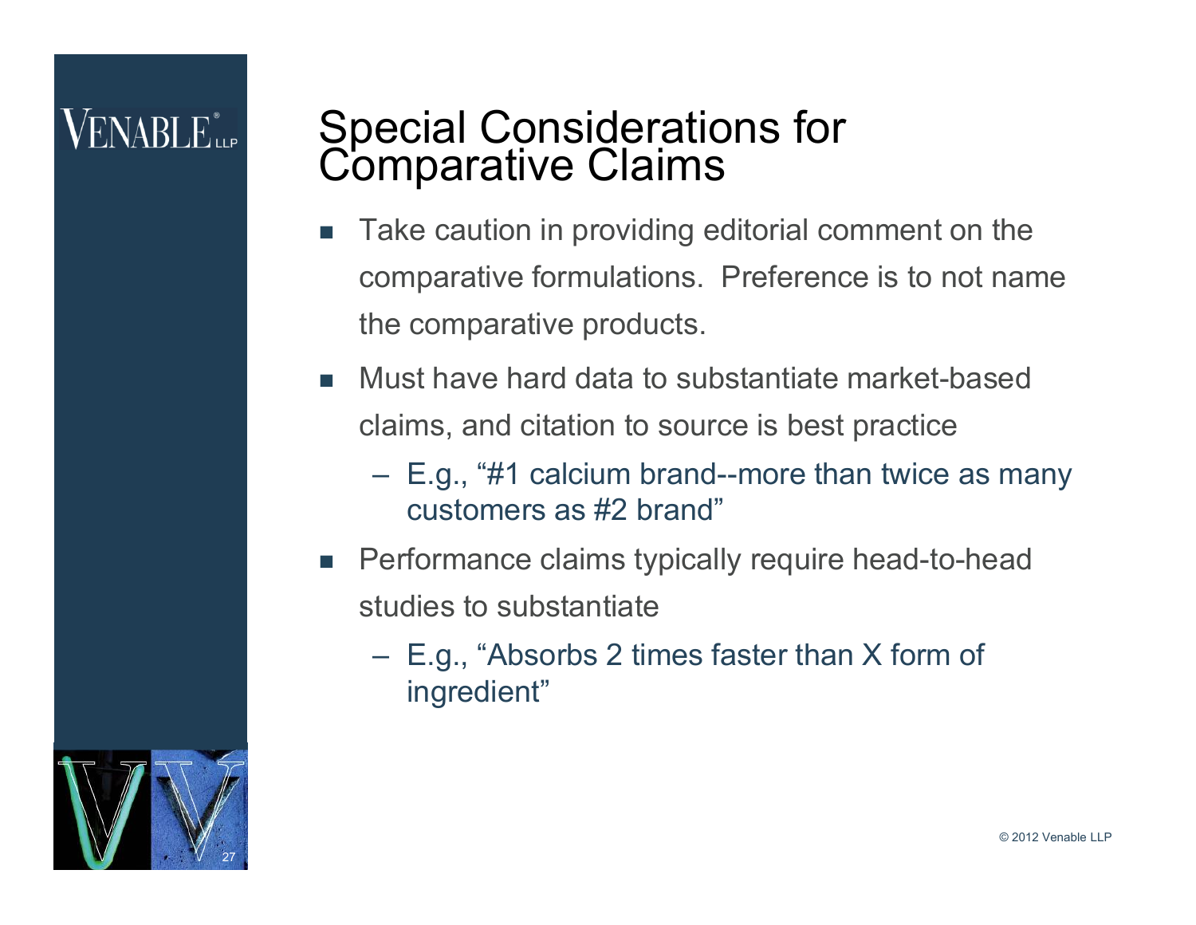# Special Considerations for Comparative Claims

- Take caution in providing editorial comment on the comparative formulations. Preference is to not name the comparative products.
- Must have hard data to substantiate market-based claims, and citation to source is best practice
  - E.g., "#1 calcium brand--more than twice as many customers as #2 brand"
- Performance claims typically require head-to-head studies to substantiate
  - E.g., "Absorbs 2 times faster than X form of ingredient"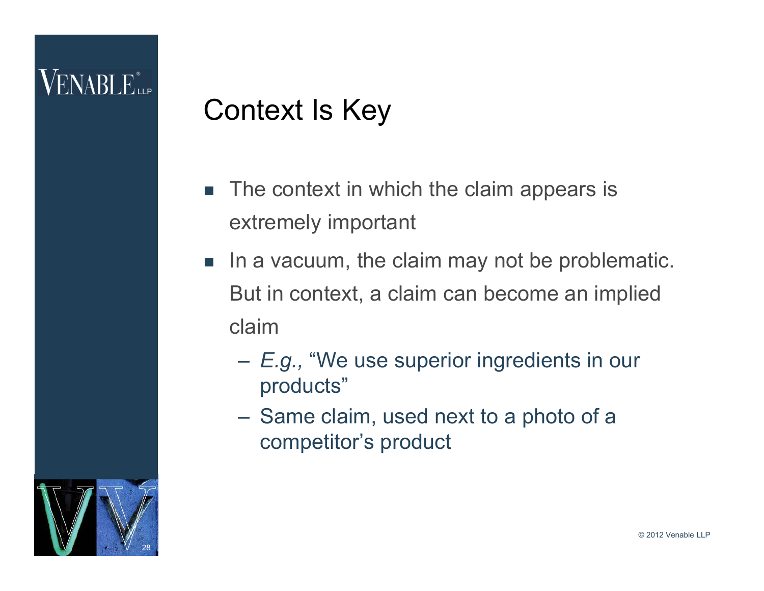# Context Is Key

- The context in which the claim appears is extremely important
- In a vacuum, the claim may not be problematic. But in context, a claim can become an implied claim
  - *E.g.,* "We use superior ingredients in our products"
  - Same claim, used next to a photo of a competitor's product

© 2012 Venable LLP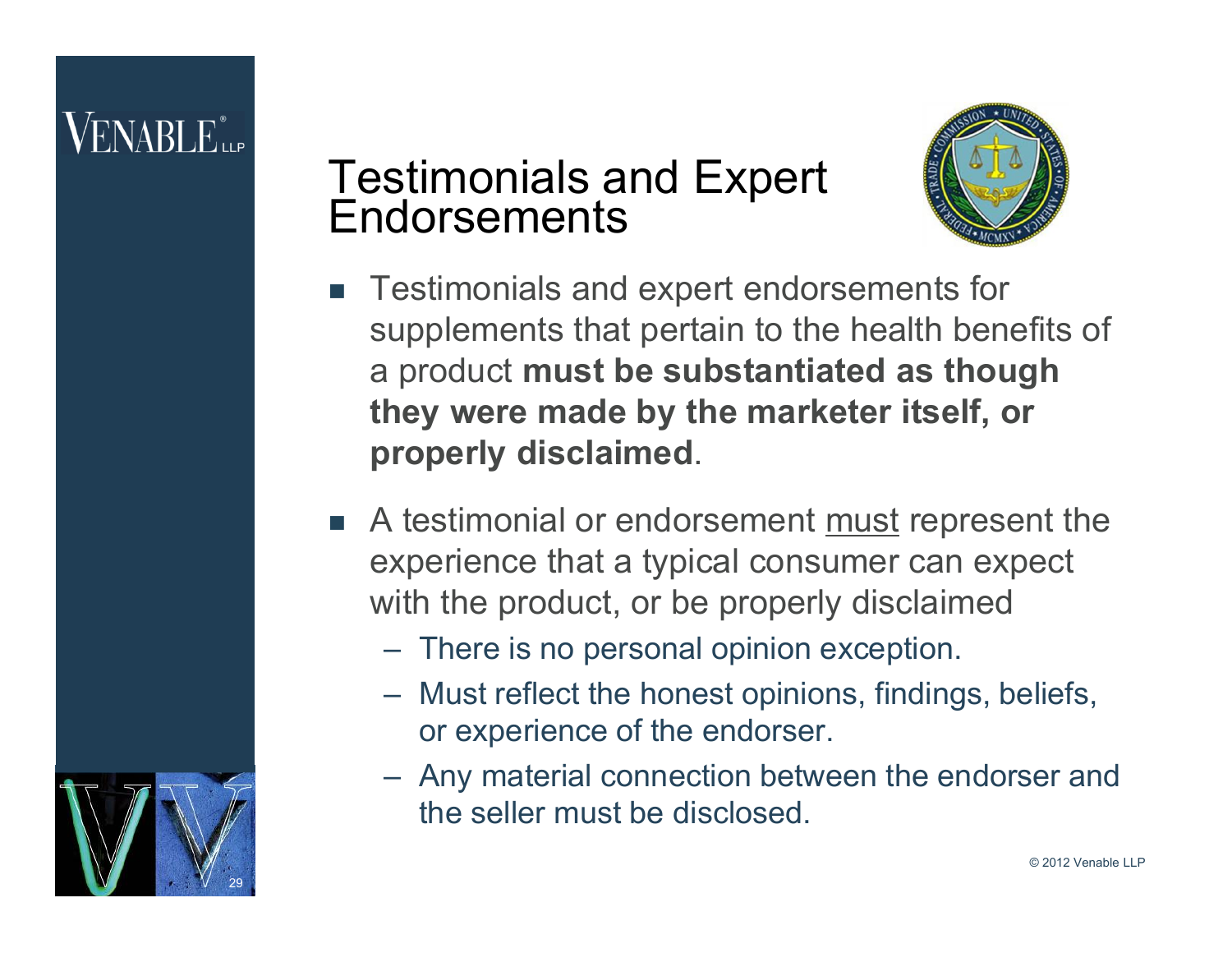# Testimonials and Expert Endorsements

- Testimonials and expert endorsements for supplements that pertain to the health benefits of a product **must be substantiated as though they were made by the marketer itself, or properly disclaimed**.
- A testimonial or endorsement <u>must</u> represent the experience that a typical consumer can expect with the product, or be properly disclaimed
  - There is no personal opinion exception.
  - Must reflect the honest opinions, findings, beliefs, or experience of the endorser.
  - Any material connection between the endorser and the seller must be disclosed.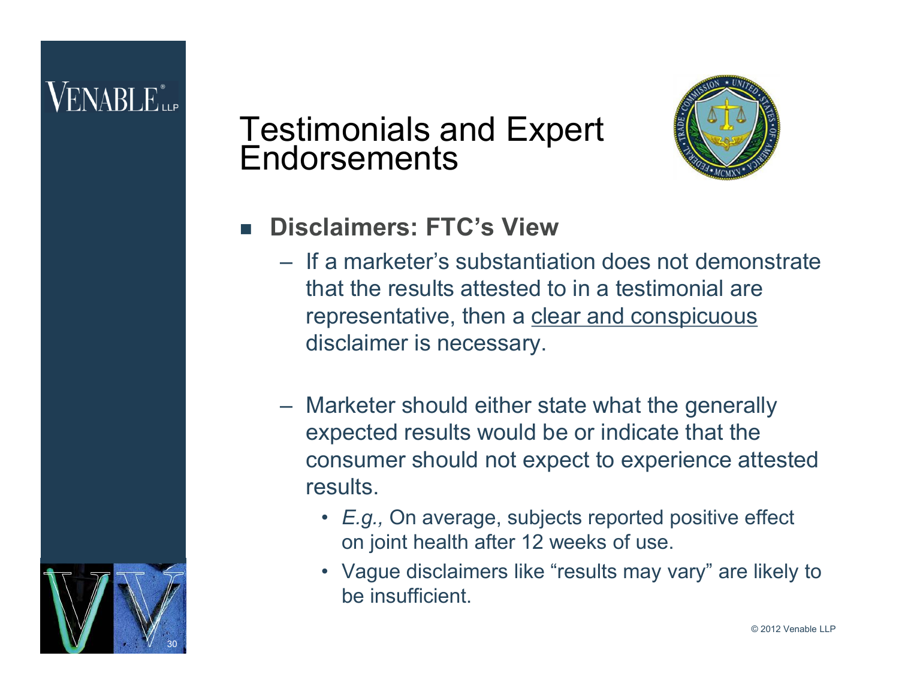# Testimonials and Expert Endorsements

- **Disclaimers: FTC's View**
  - If a marketer's substantiation does not demonstrate that the results attested to in a testimonial are representative, then a clear and conspicuous disclaimer is necessary.
  - Marketer should either state what the generally expected results would be or indicate that the consumer should not expect to experience attested results.
    - *E.g.,* On average, subjects reported positive effect on joint health after 12 weeks of use.
    - Vague disclaimers like "results may vary" are likely to be insufficient.

© 2012 Venable LLP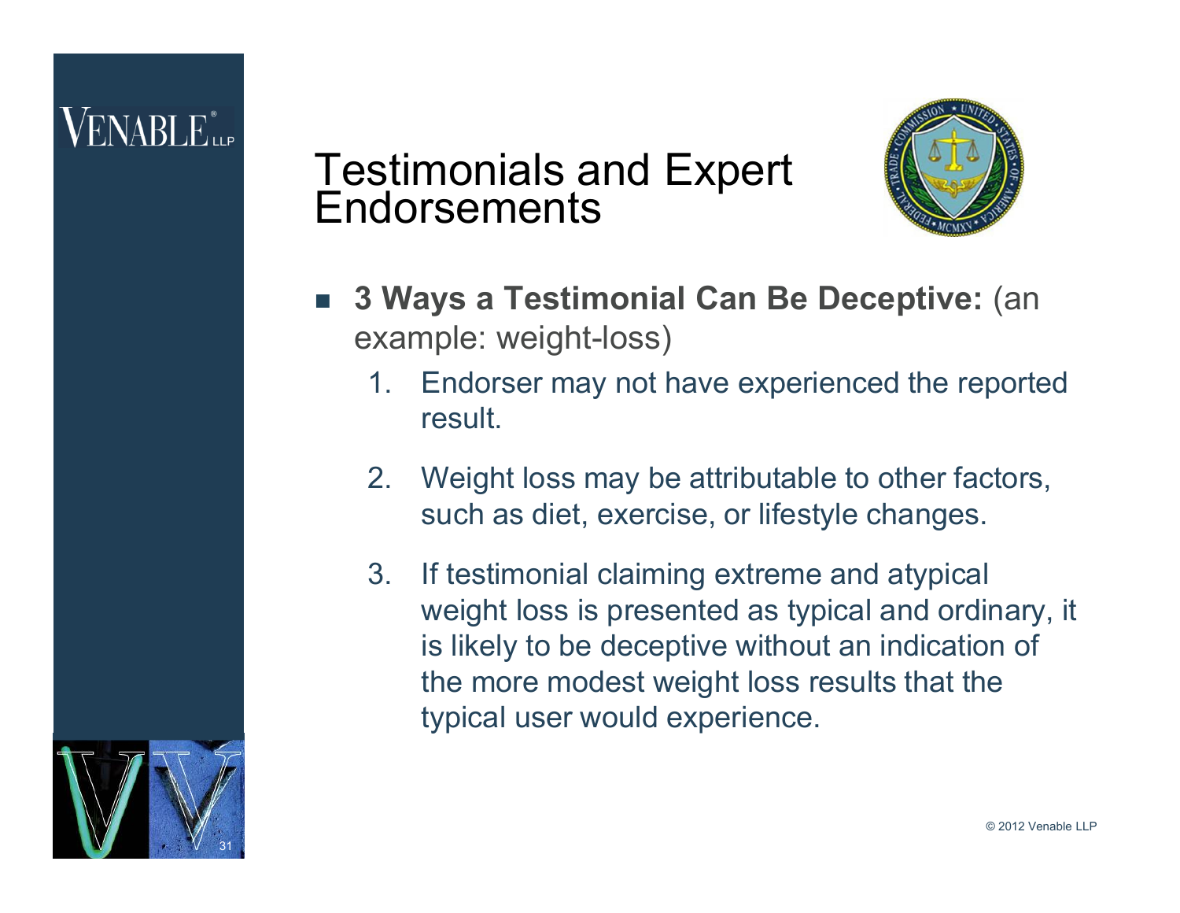# Testimonials and Expert Endorsements

- **3 Ways a Testimonial Can Be Deceptive:** (an example: weight-loss)
  1. Endorser may not have experienced the reported result.
  2. Weight loss may be attributable to other factors, such as diet, exercise, or lifestyle changes.
  3. If testimonial claiming extreme and atypical weight loss is presented as typical and ordinary, it is likely to be deceptive without an indication of the more modest weight loss results that the typical user would experience.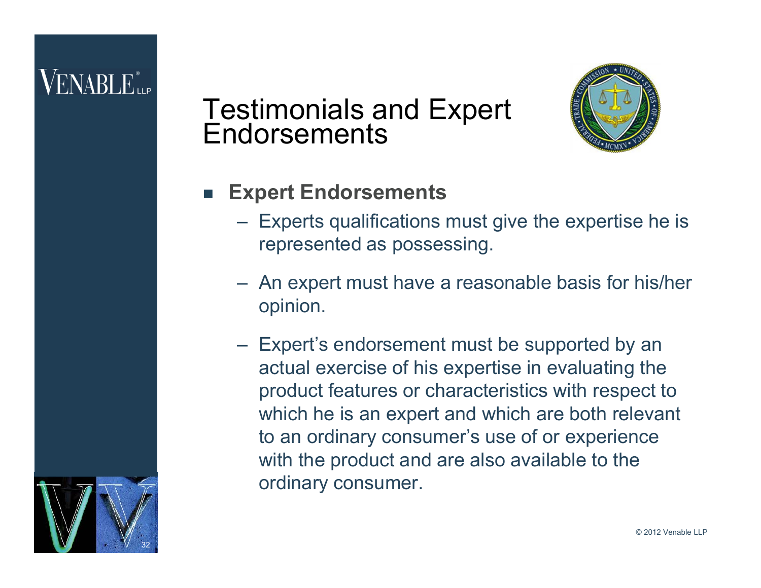# Testimonials and Expert Endorsements

- **Expert Endorsements**
  - Experts qualifications must give the expertise he is represented as possessing.
  - An expert must have a reasonable basis for his/her opinion.
  - Expert's endorsement must be supported by an actual exercise of his expertise in evaluating the product features or characteristics with respect to which he is an expert and which are both relevant to an ordinary consumer's use of or experience with the product and are also available to the ordinary consumer.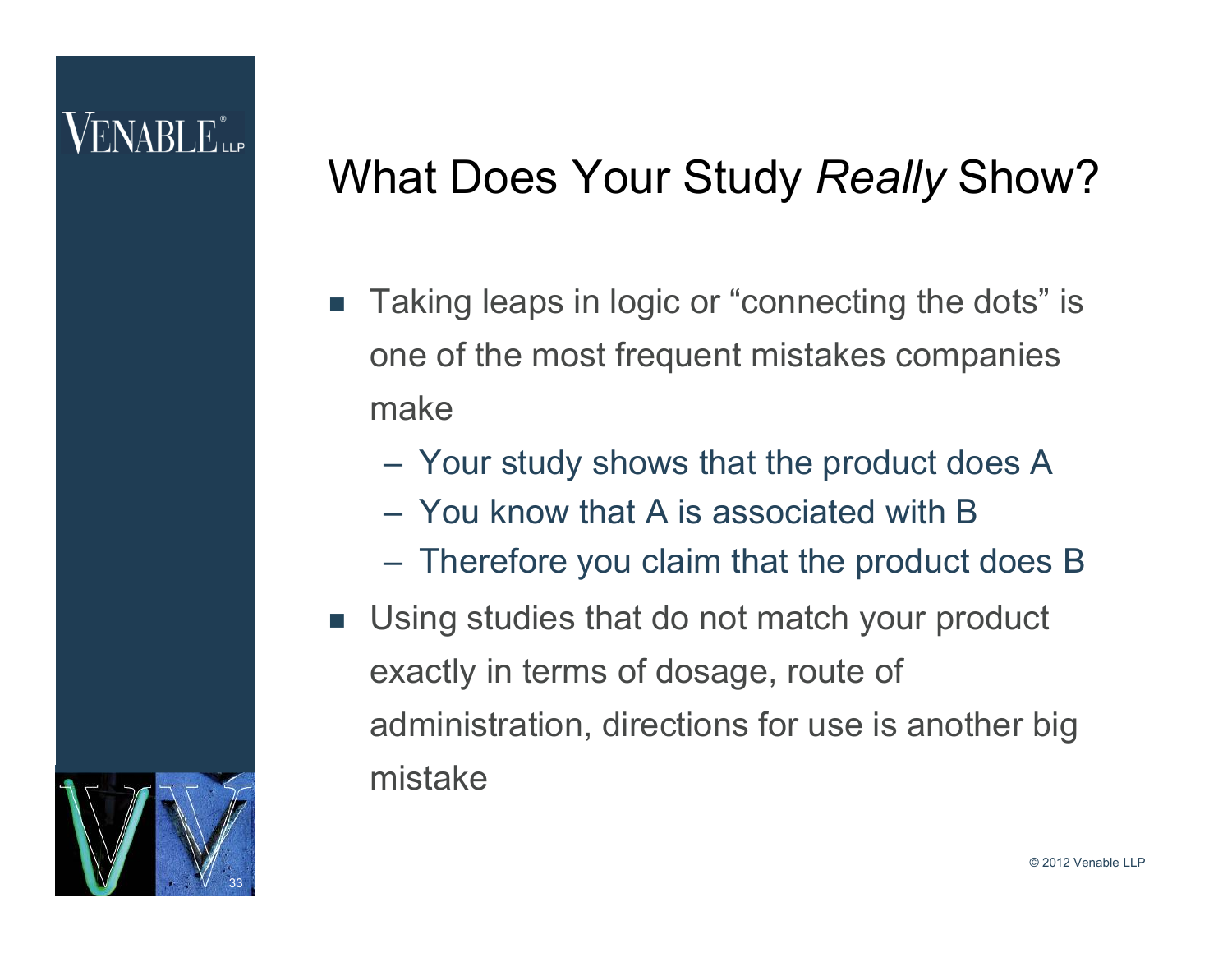# What Does Your Study *Really* Show?

- Taking leaps in logic or "connecting the dots" is one of the most frequent mistakes companies make
  - Your study shows that the product does A
  - You know that A is associated with B
  - Therefore you claim that the product does B
- Using studies that do not match your product exactly in terms of dosage, route of administration, directions for use is another big mistake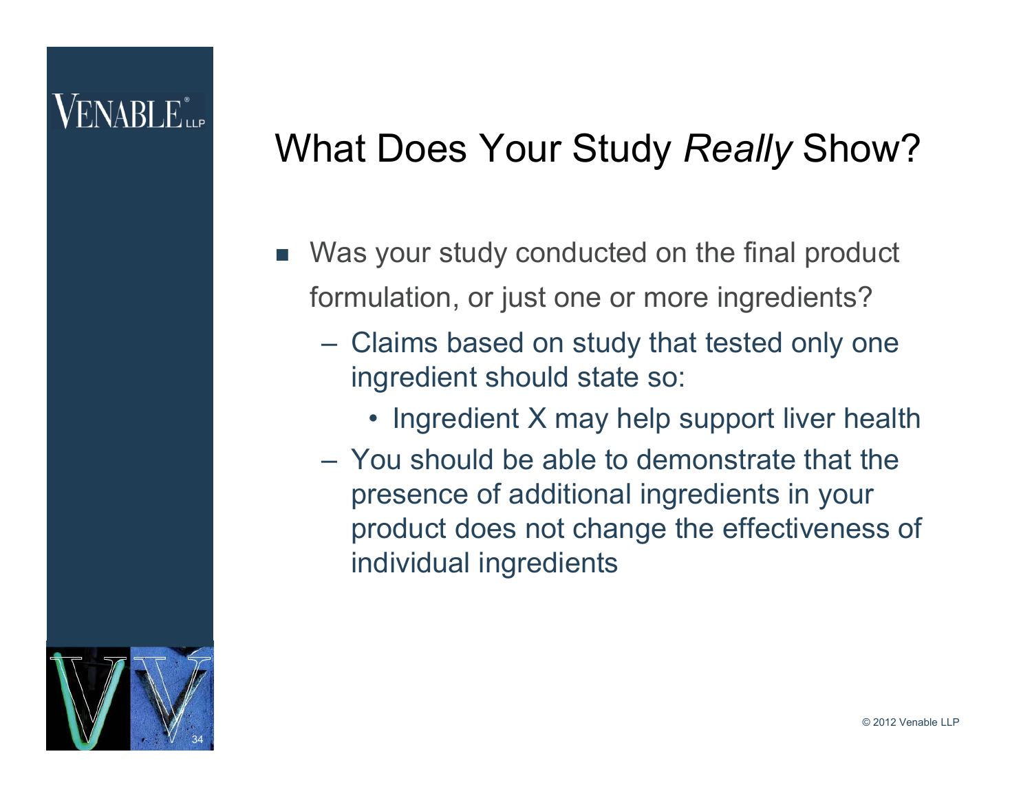# What Does Your Study *Really* Show?

- Was your study conducted on the final product formulation, or just one or more ingredients?
  - Claims based on study that tested only one ingredient should state so:
    - Ingredient X may help support liver health
  - You should be able to demonstrate that the presence of additional ingredients in your product does not change the effectiveness of individual ingredients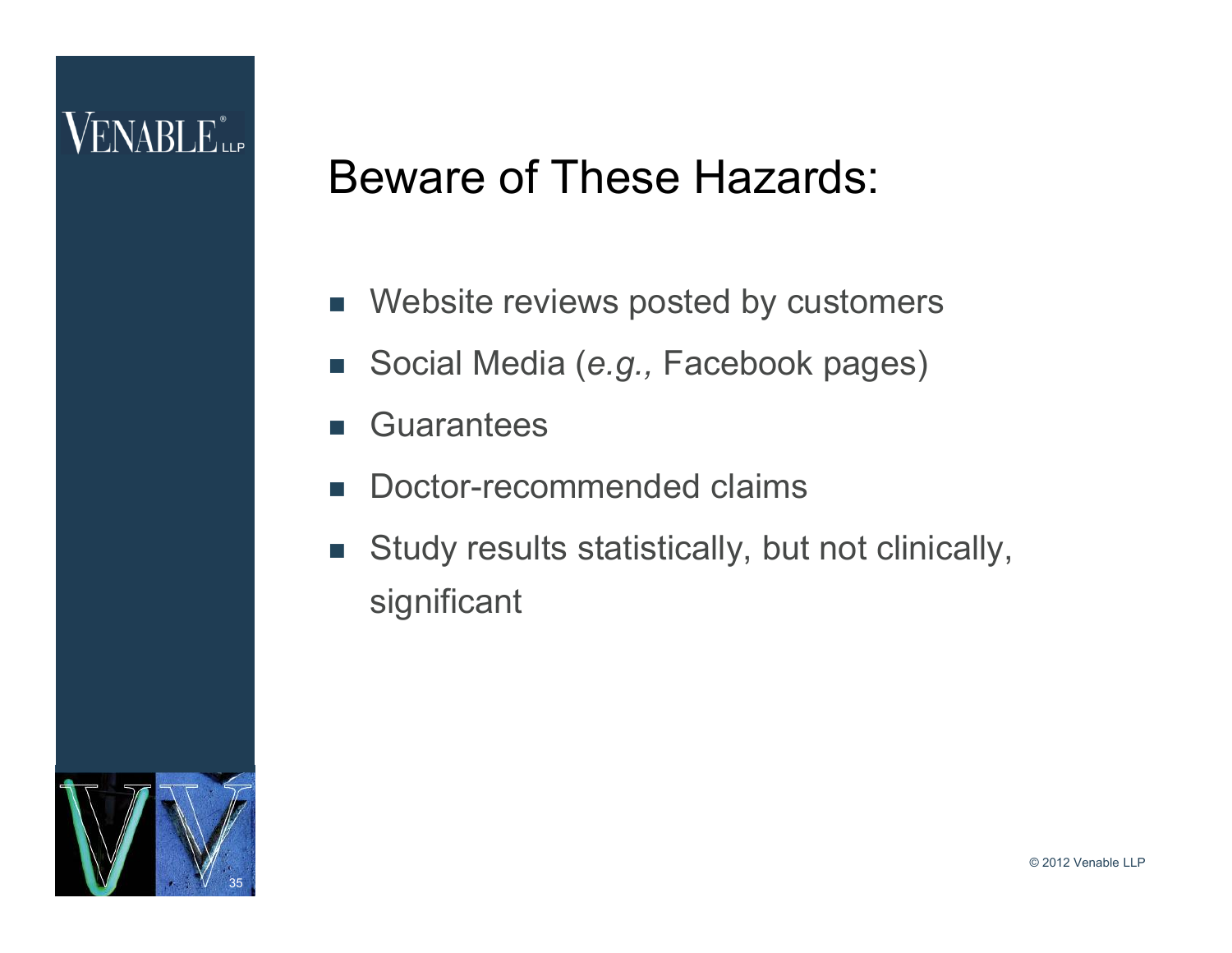# Beware of These Hazards:

- Website reviews posted by customers
- Social Media (*e.g.,* Facebook pages)
- Guarantees
- Doctor-recommended claims
- Study results statistically, but not clinically, significant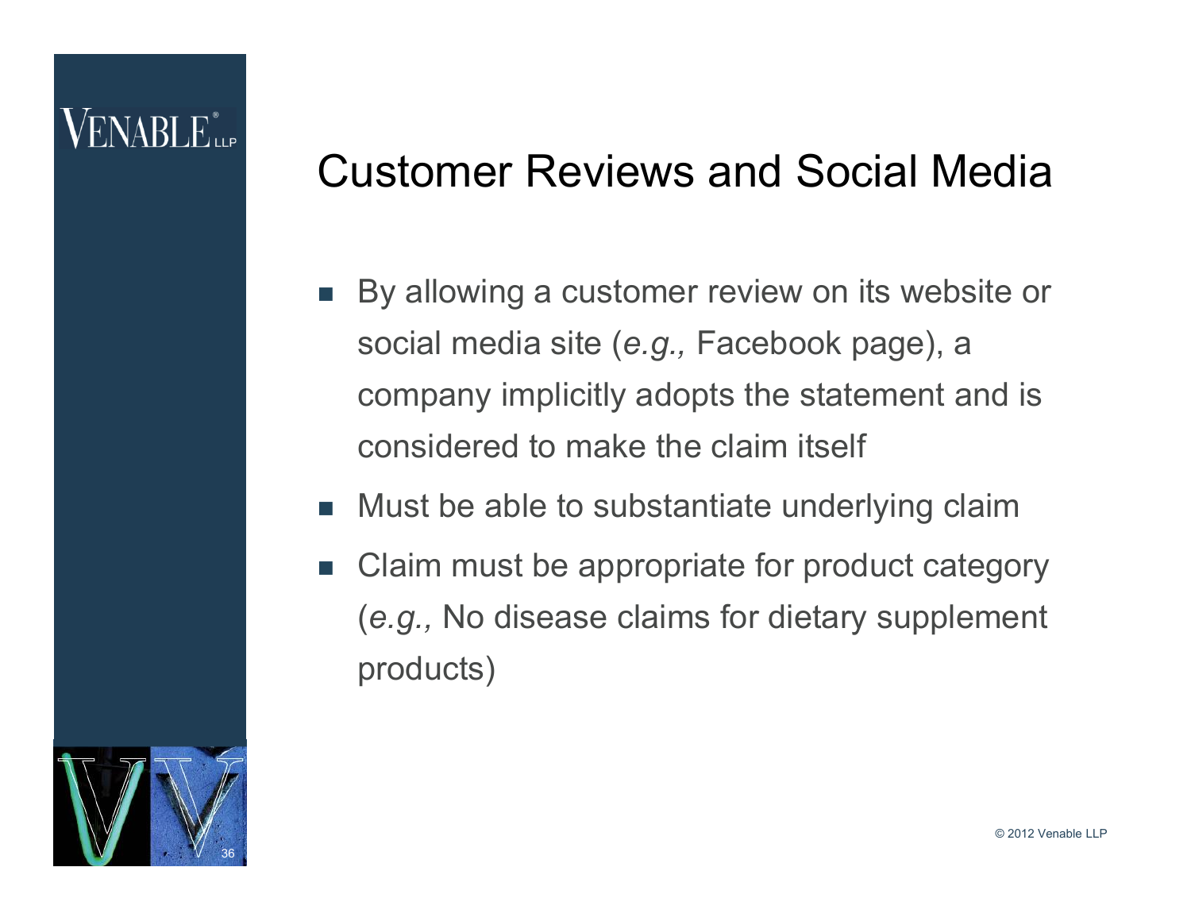# Customer Reviews and Social Media

- By allowing a customer review on its website or social media site (*e.g.,* Facebook page), a company implicitly adopts the statement and is considered to make the claim itself
- Must be able to substantiate underlying claim
- Claim must be appropriate for product category (*e.g.,* No disease claims for dietary supplement products)

© 2012 Venable LLP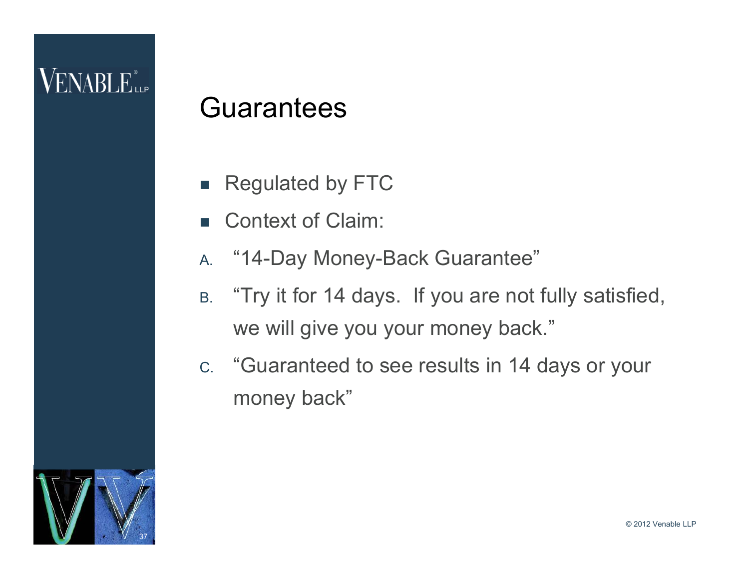# Guarantees

- Regulated by FTC
- Context of Claim:

A. "14-Day Money-Back Guarantee"

B. "Try it for 14 days. If you are not fully satisfied, we will give you your money back."

C. "Guaranteed to see results in 14 days or your money back"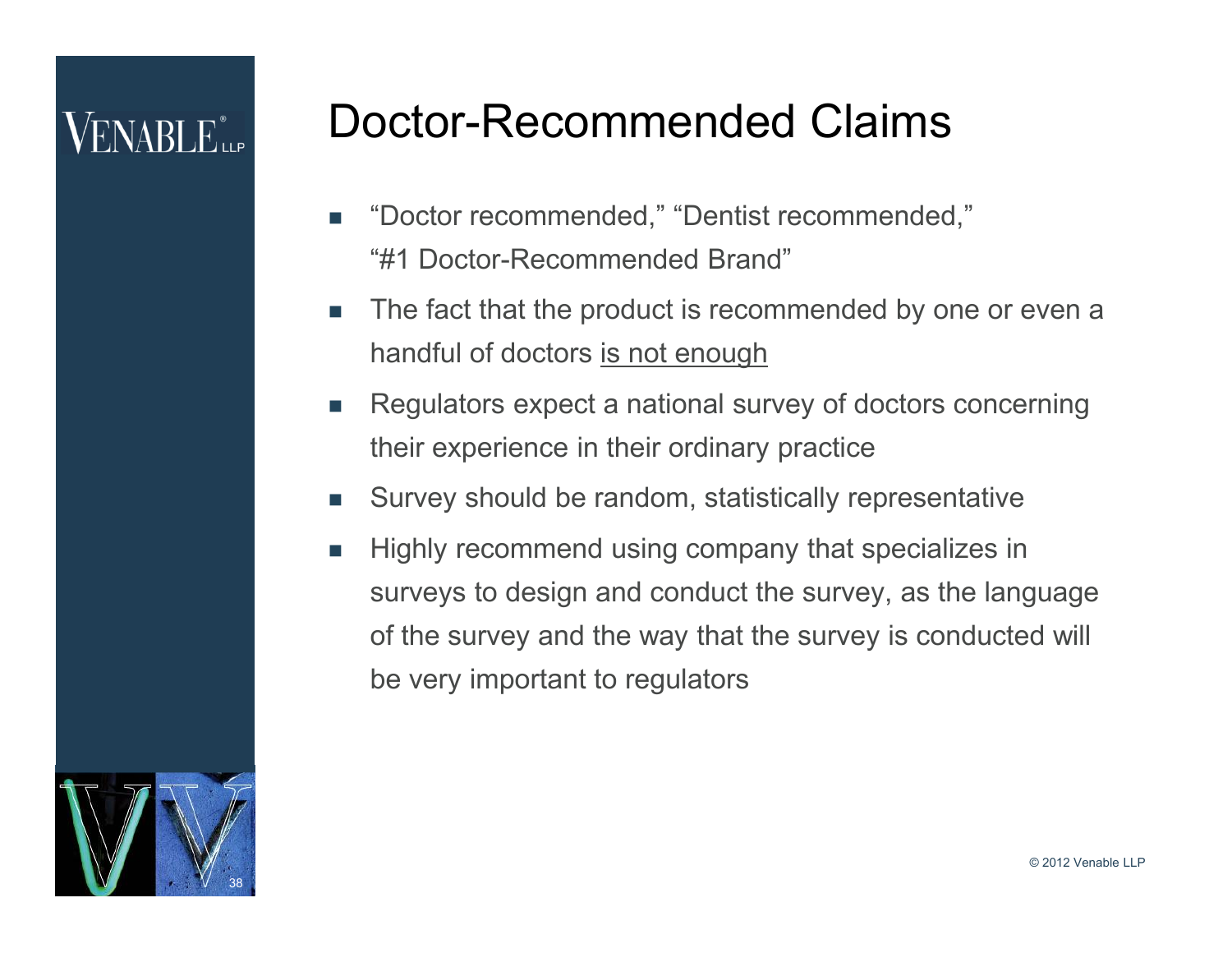# Doctor-Recommended Claims

- "Doctor recommended," "Dentist recommended," "#1 Doctor-Recommended Brand"
- The fact that the product is recommended by one or even a handful of doctors <u>is not enough</u>
- Regulators expect a national survey of doctors concerning their experience in their ordinary practice
- Survey should be random, statistically representative
- Highly recommend using company that specializes in surveys to design and conduct the survey, as the language of the survey and the way that the survey is conducted will be very important to regulators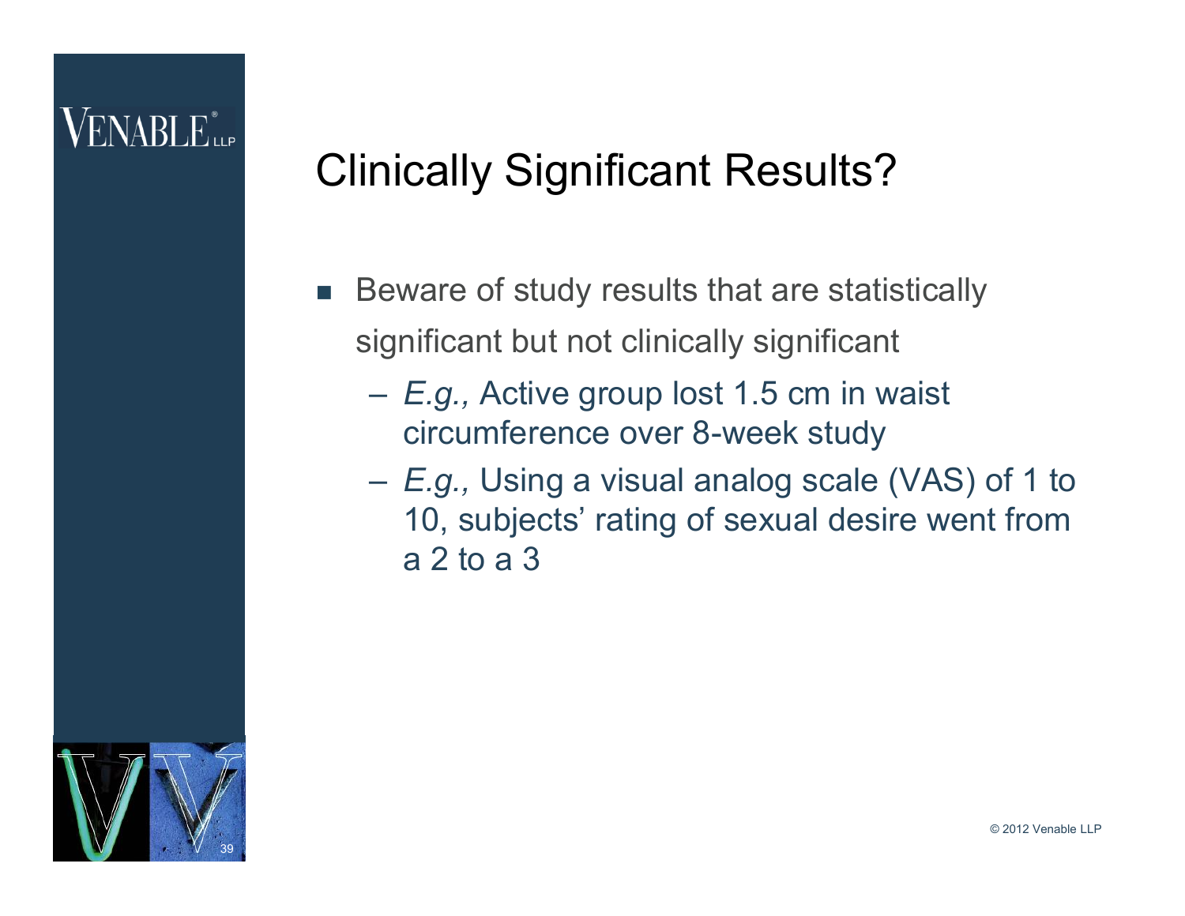# Clinically Significant Results?

- Beware of study results that are statistically significant but not clinically significant
  - *E.g.,* Active group lost 1.5 cm in waist circumference over 8-week study
  - *E.g.,* Using a visual analog scale (VAS) of 1 to 10, subjects' rating of sexual desire went from a 2 to a 3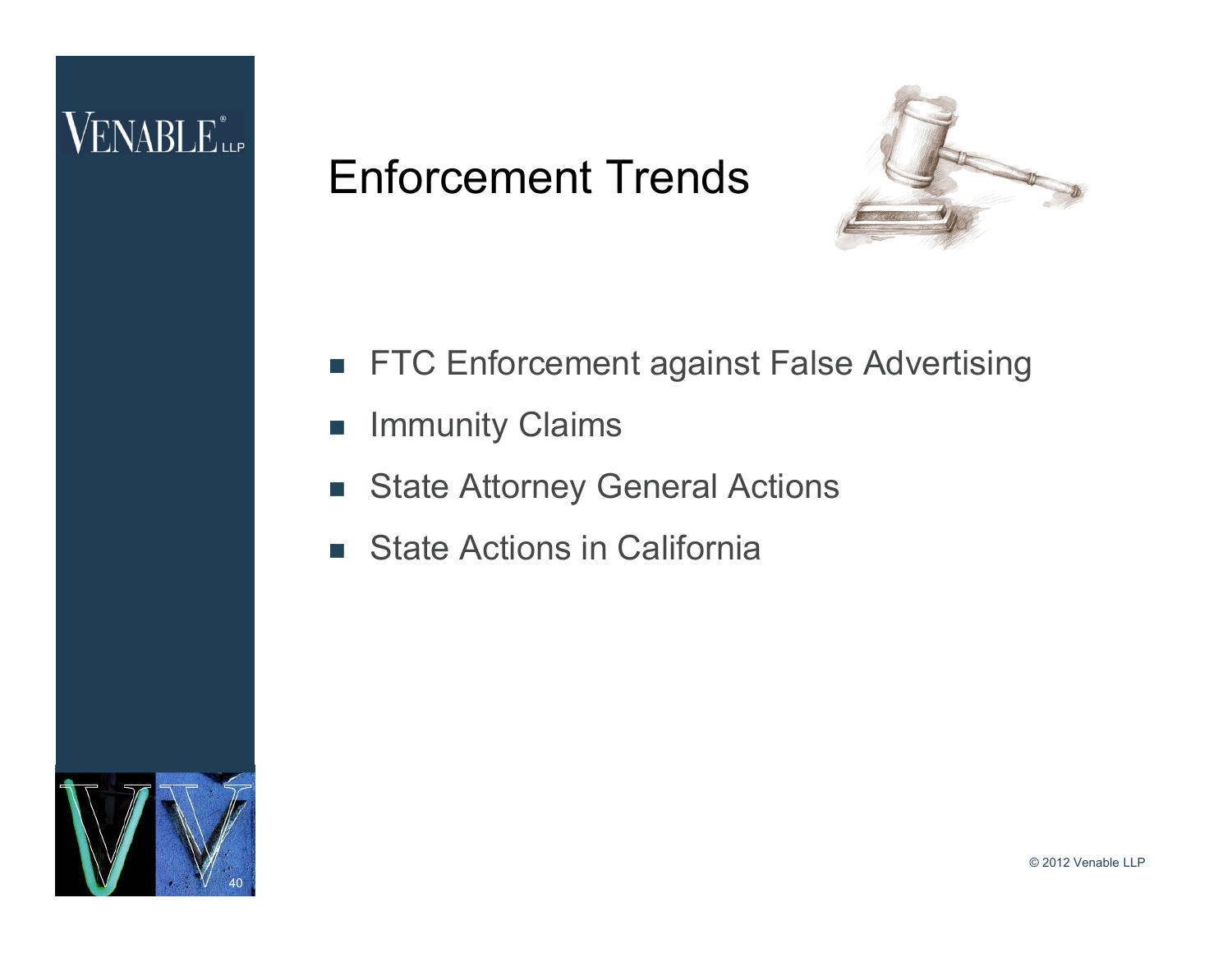# Enforcement Trends

- FTC Enforcement against False Advertising
- Immunity Claims
- State Attorney General Actions
- State Actions in California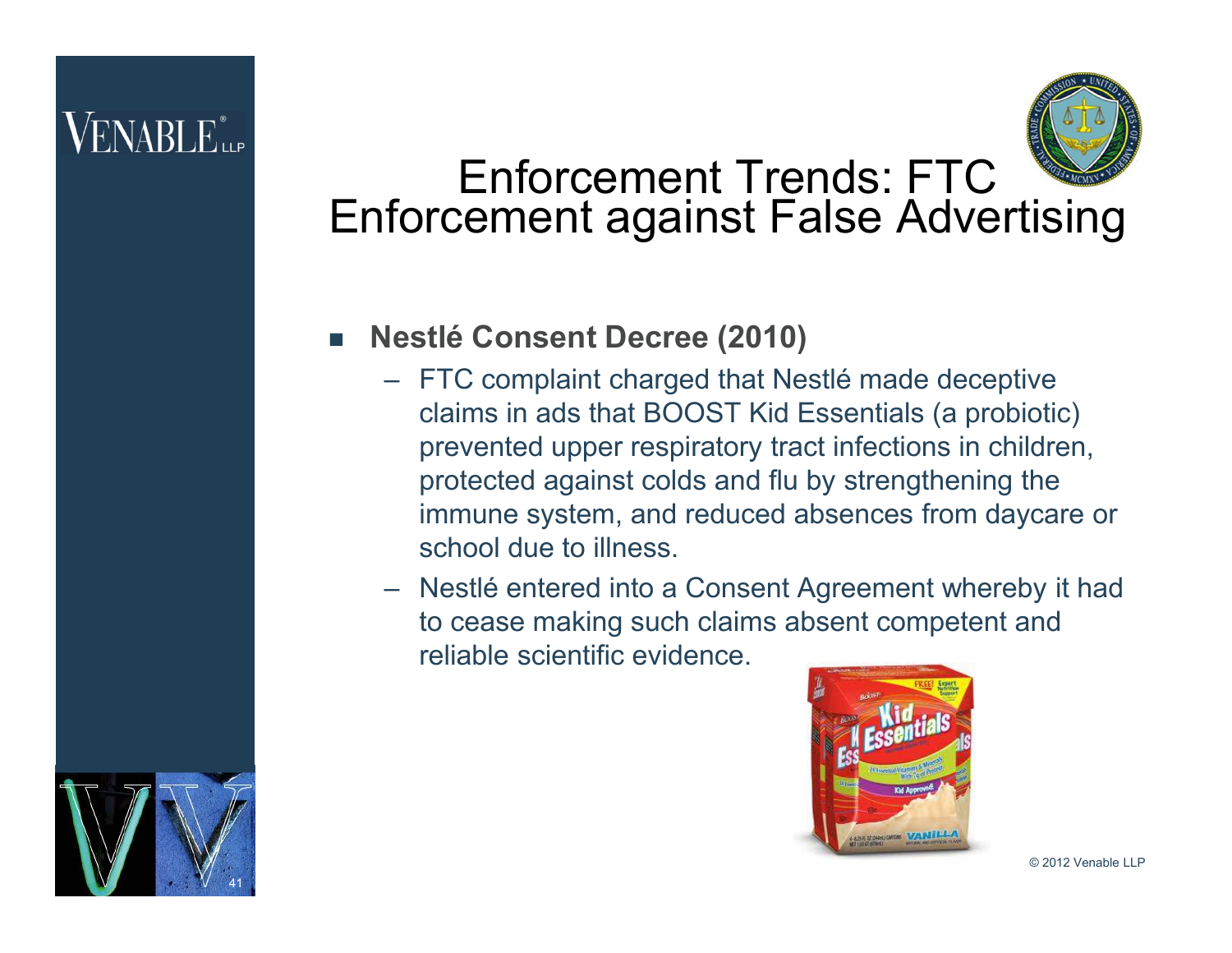# Enforcement Trends: FTC Enforcement against False Advertising

- **Nestlé Consent Decree (2010)**
  - FTC complaint charged that Nestlé made deceptive claims in ads that BOOST Kid Essentials (a probiotic) prevented upper respiratory tract infections in children, protected against colds and flu by strengthening the immune system, and reduced absences from daycare or school due to illness.
  - Nestlé entered into a Consent Agreement whereby it had to cease making such claims absent competent and reliable scientific evidence.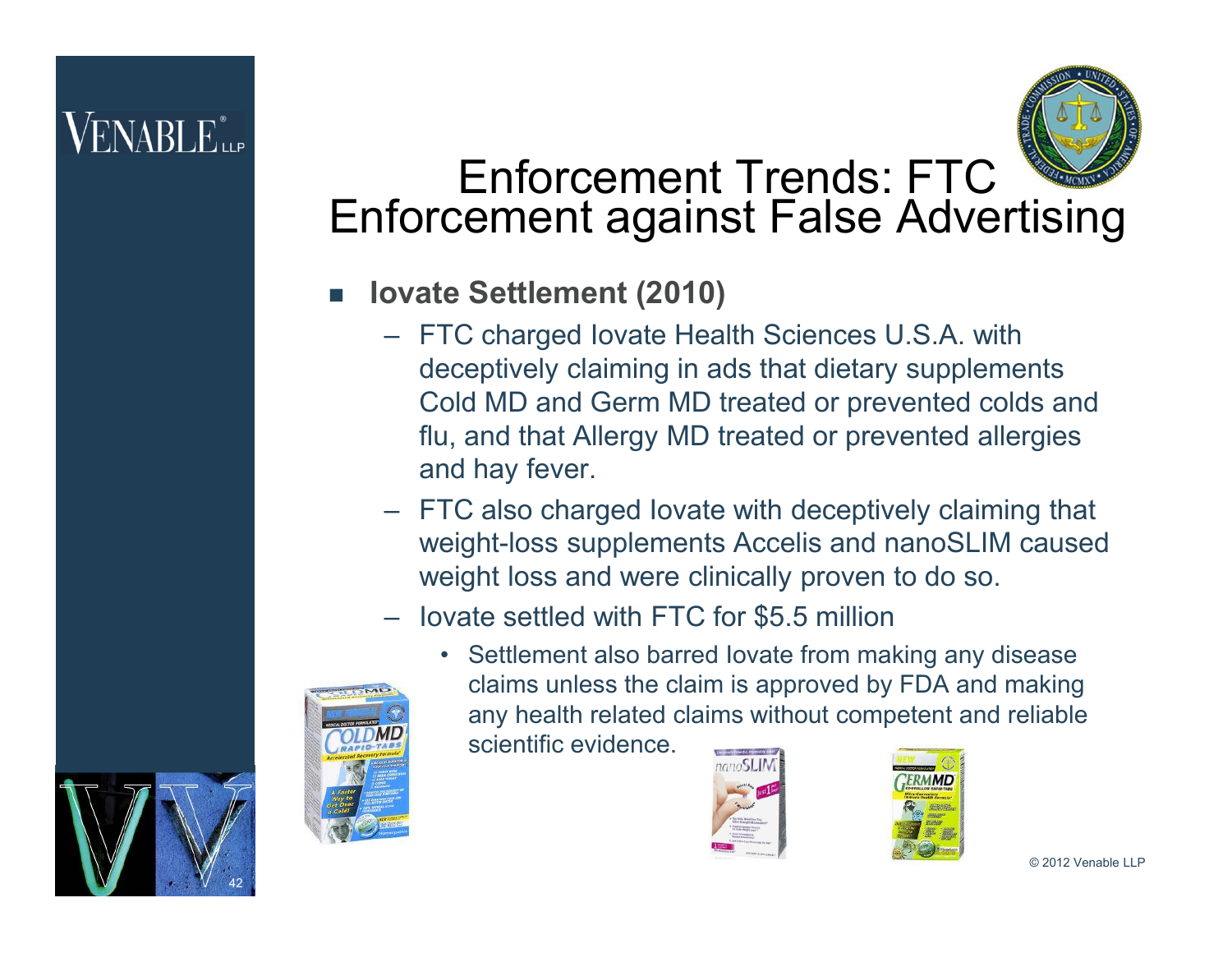# Enforcement Trends: FTC Enforcement against False Advertising

- **Iovate Settlement (2010)**
  - FTC charged Iovate Health Sciences U.S.A. with deceptively claiming in ads that dietary supplements Cold MD and Germ MD treated or prevented colds and flu, and that Allergy MD treated or prevented allergies and hay fever.
  - FTC also charged Iovate with deceptively claiming that weight-loss supplements Accelis and nanoSLIM caused weight loss and were clinically proven to do so.
  - Iovate settled with FTC for $5.5 million
    - Settlement also barred Iovate from making any disease claims unless the claim is approved by FDA and making any health related claims without competent and reliable scientific evidence.

© 2012 Venable LLP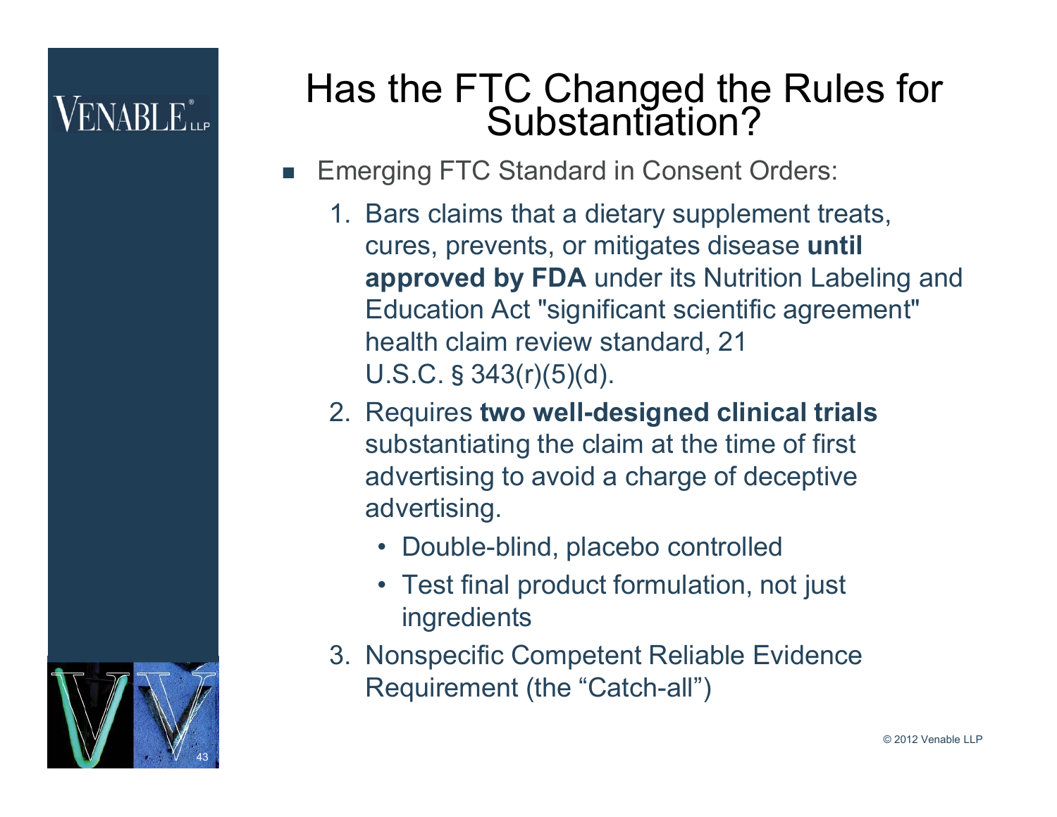# Has the FTC Changed the Rules for Substantiation?

- Emerging FTC Standard in Consent Orders:
  1. Bars claims that a dietary supplement treats, cures, prevents, or mitigates disease **until approved by FDA** under its Nutrition Labeling and Education Act "significant scientific agreement" health claim review standard, 21 U.S.C. § 343(r)(5)(d).
  2. Requires **two well-designed clinical trials** substantiating the claim at the time of first advertising to avoid a charge of deceptive advertising.
     - Double-blind, placebo controlled
     - Test final product formulation, not just ingredients
  3. Nonspecific Competent Reliable Evidence Requirement (the "Catch-all")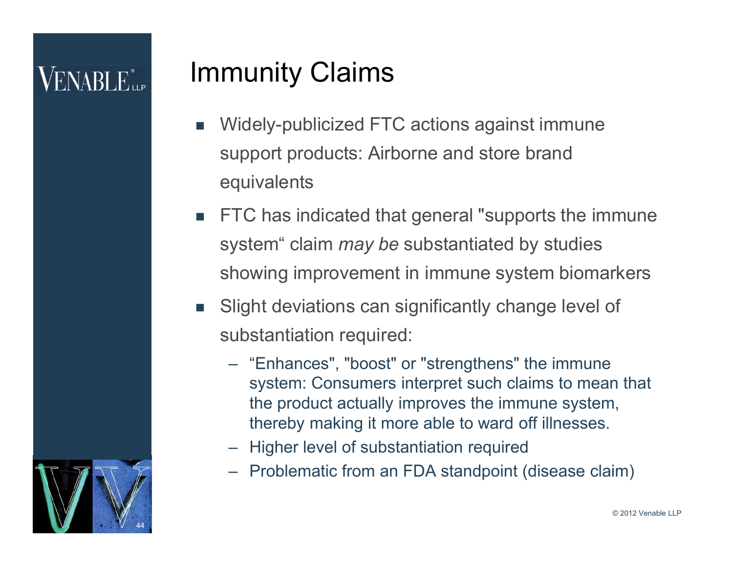# Immunity Claims

- Widely-publicized FTC actions against immune support products: Airborne and store brand equivalents
- FTC has indicated that general "supports the immune system" claim *may be* substantiated by studies showing improvement in immune system biomarkers
- Slight deviations can significantly change level of substantiation required:
  - "Enhances", "boost" or "strengthens" the immune system: Consumers interpret such claims to mean that the product actually improves the immune system, thereby making it more able to ward off illnesses.
  - Higher level of substantiation required
  - Problematic from an FDA standpoint (disease claim)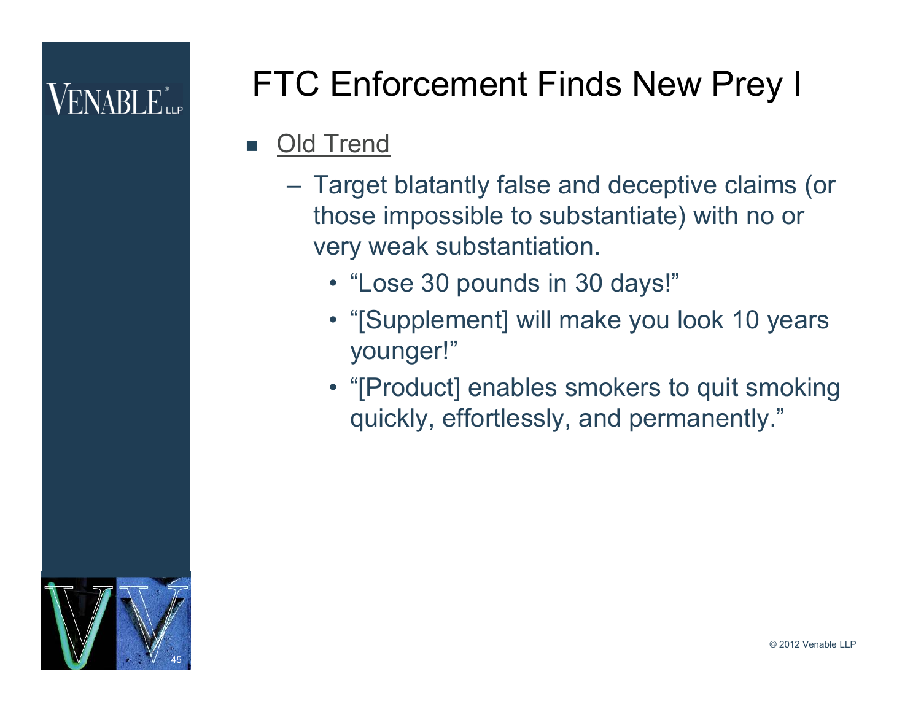# FTC Enforcement Finds New Prey I

- Old Trend
  - Target blatantly false and deceptive claims (or those impossible to substantiate) with no or very weak substantiation.
    - "Lose 30 pounds in 30 days!"
    - "[Supplement] will make you look 10 years younger!"
    - "[Product] enables smokers to quit smoking quickly, effortlessly, and permanently."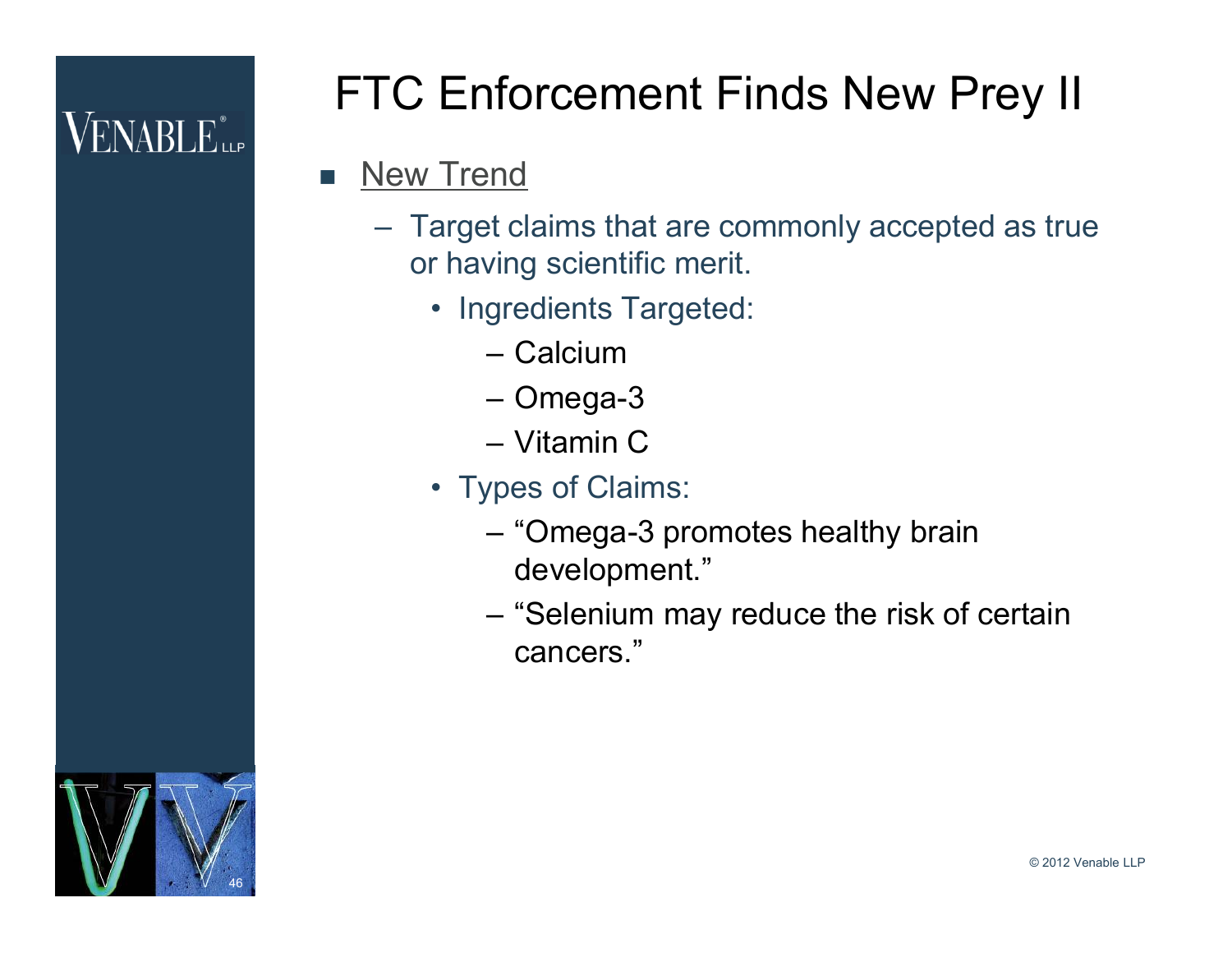# FTC Enforcement Finds New Prey II

- <u>New Trend</u>
  - Target claims that are commonly accepted as true or having scientific merit.
    - Ingredients Targeted:
      - Calcium
      - Omega-3
      - Vitamin C
    - Types of Claims:
      - "Omega-3 promotes healthy brain development."
      - "Selenium may reduce the risk of certain cancers."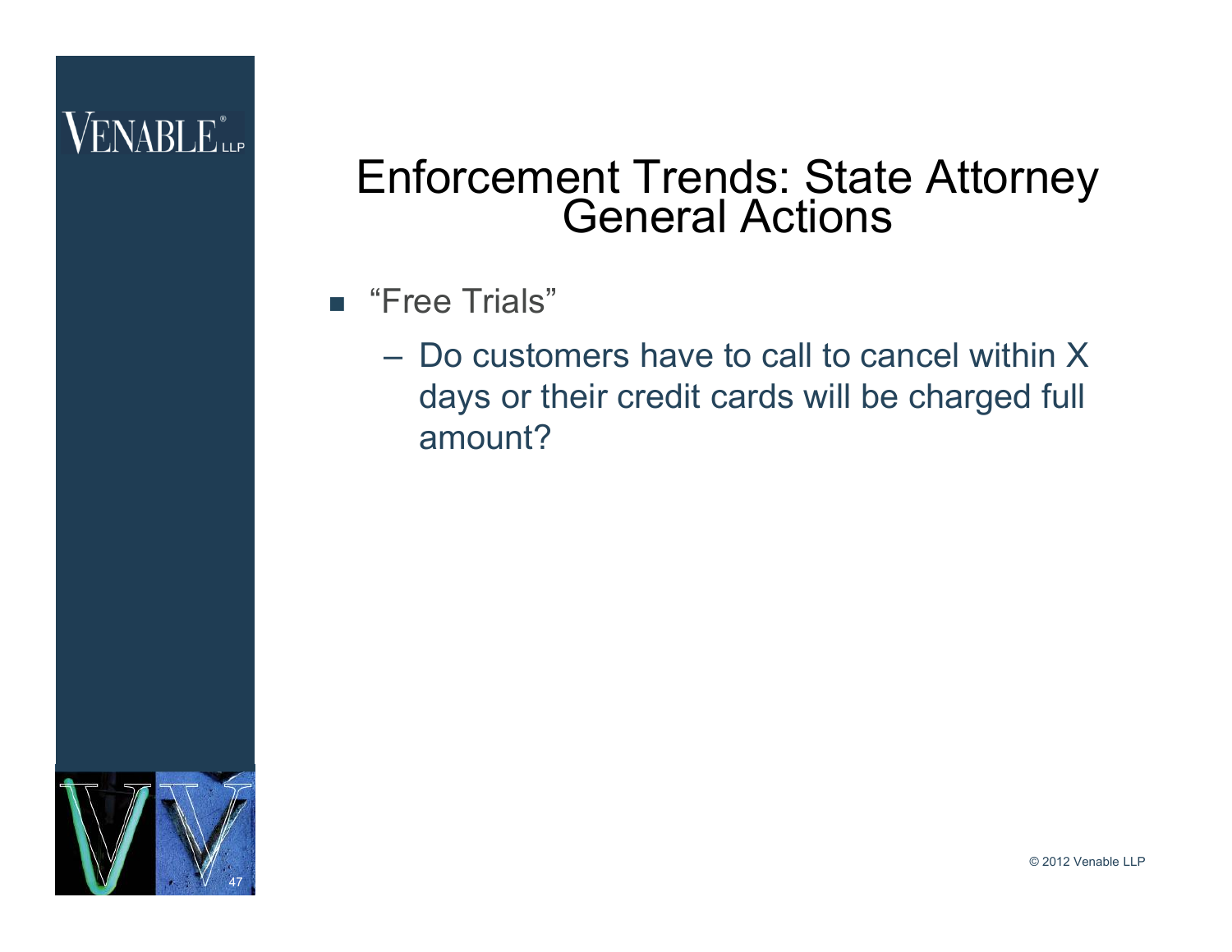# Enforcement Trends: State Attorney General Actions

- "Free Trials"
  - Do customers have to call to cancel within X days or their credit cards will be charged full amount?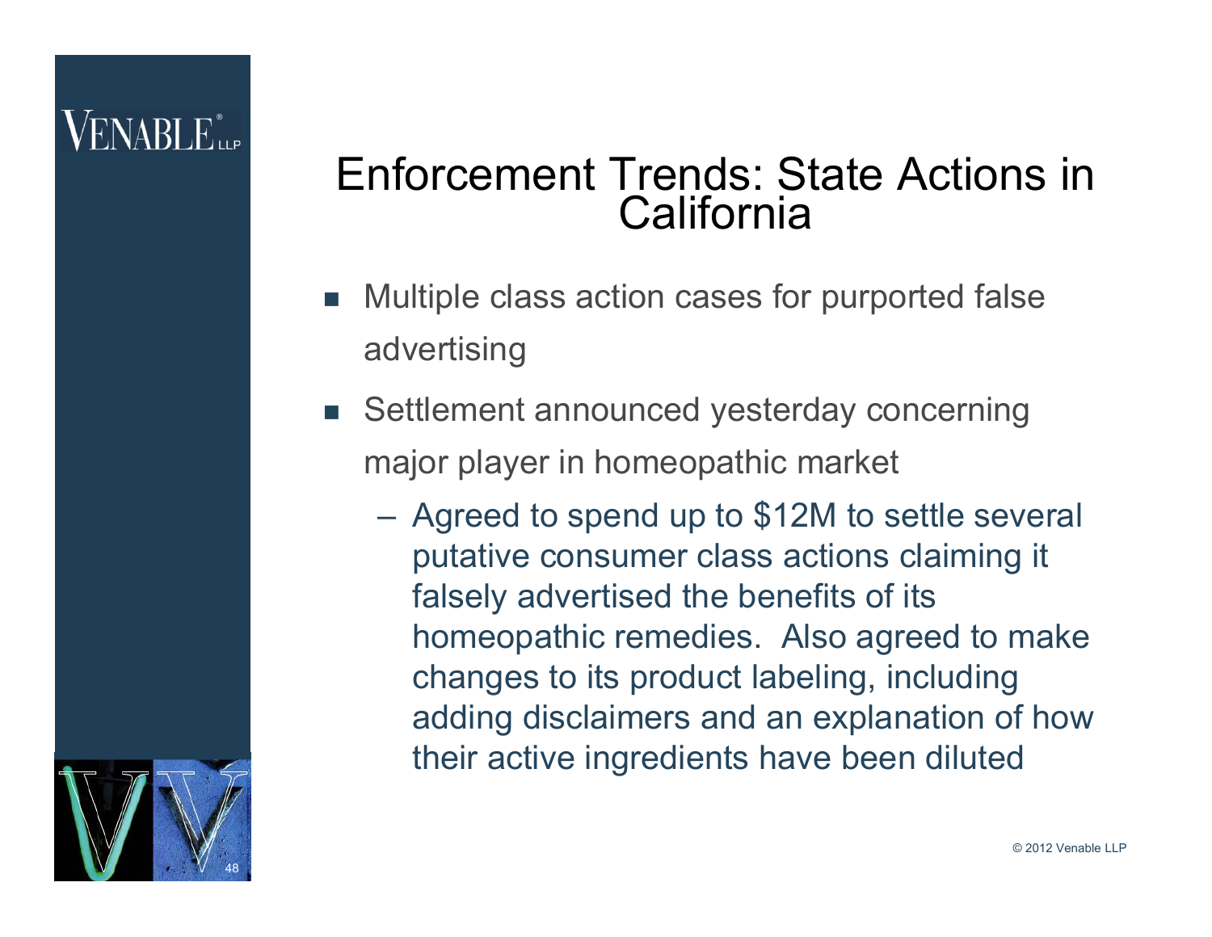# Enforcement Trends: State Actions in California

- Multiple class action cases for purported false advertising
- Settlement announced yesterday concerning major player in homeopathic market
  - Agreed to spend up to $12M to settle several putative consumer class actions claiming it falsely advertised the benefits of its homeopathic remedies. Also agreed to make changes to its product labeling, including adding disclaimers and an explanation of how their active ingredients have been diluted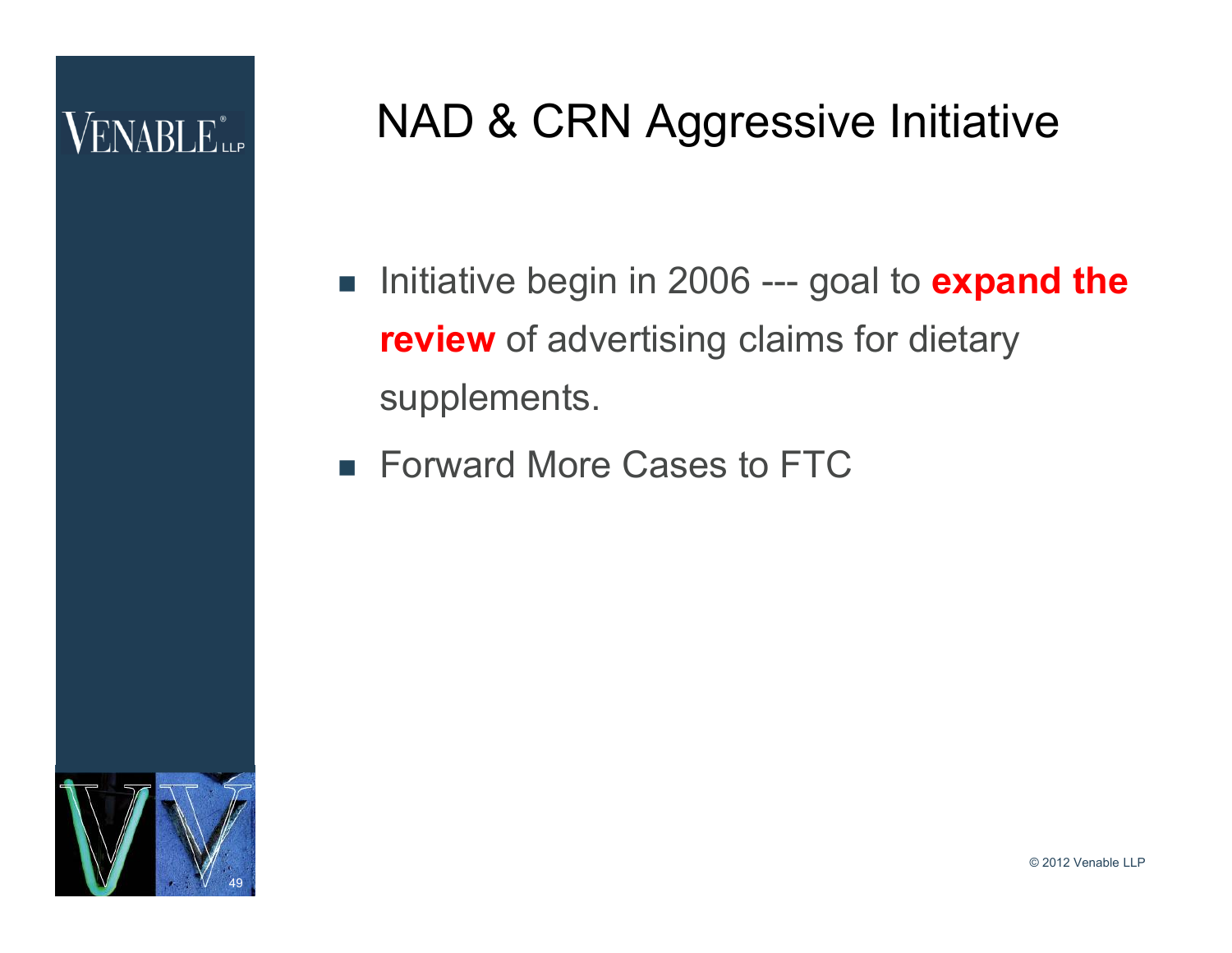# NAD & CRN Aggressive Initiative

- Initiative begin in 2006 --- goal to **expand the review** of advertising claims for dietary supplements.
- Forward More Cases to FTC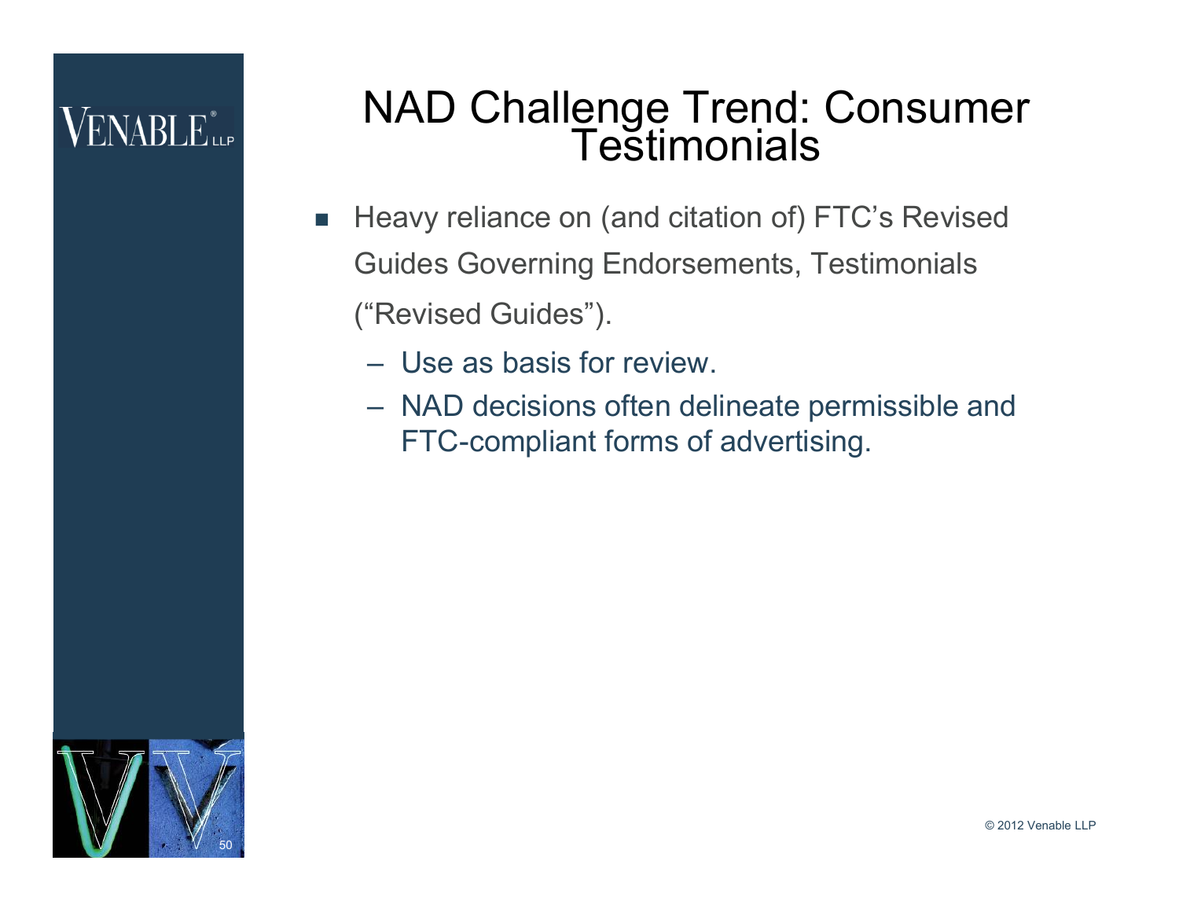# NAD Challenge Trend: Consumer Testimonials

- Heavy reliance on (and citation of) FTC's Revised Guides Governing Endorsements, Testimonials ("Revised Guides").
  - Use as basis for review.
  - NAD decisions often delineate permissible and FTC-compliant forms of advertising.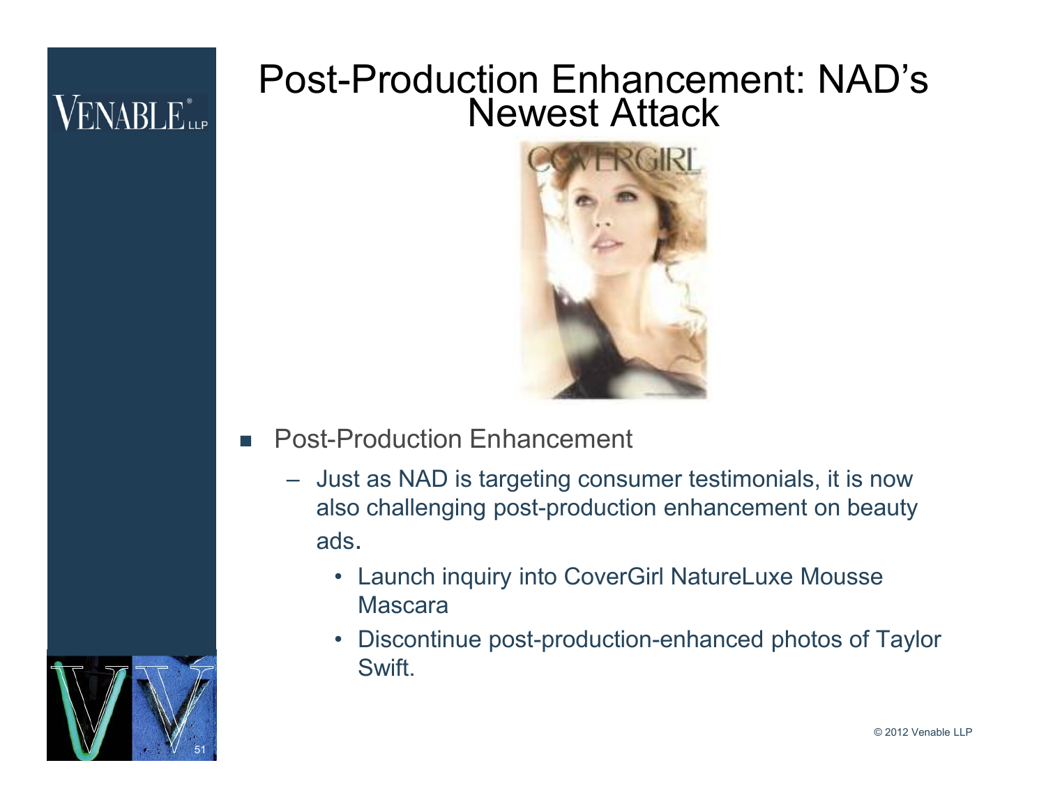# Post-Production Enhancement: NAD's Newest Attack

- Post-Production Enhancement
  - Just as NAD is targeting consumer testimonials, it is now also challenging post-production enhancement on beauty ads.
    - Launch inquiry into CoverGirl NatureLuxe Mousse Mascara
    - Discontinue post-production-enhanced photos of Taylor Swift.

© 2012 Venable LLP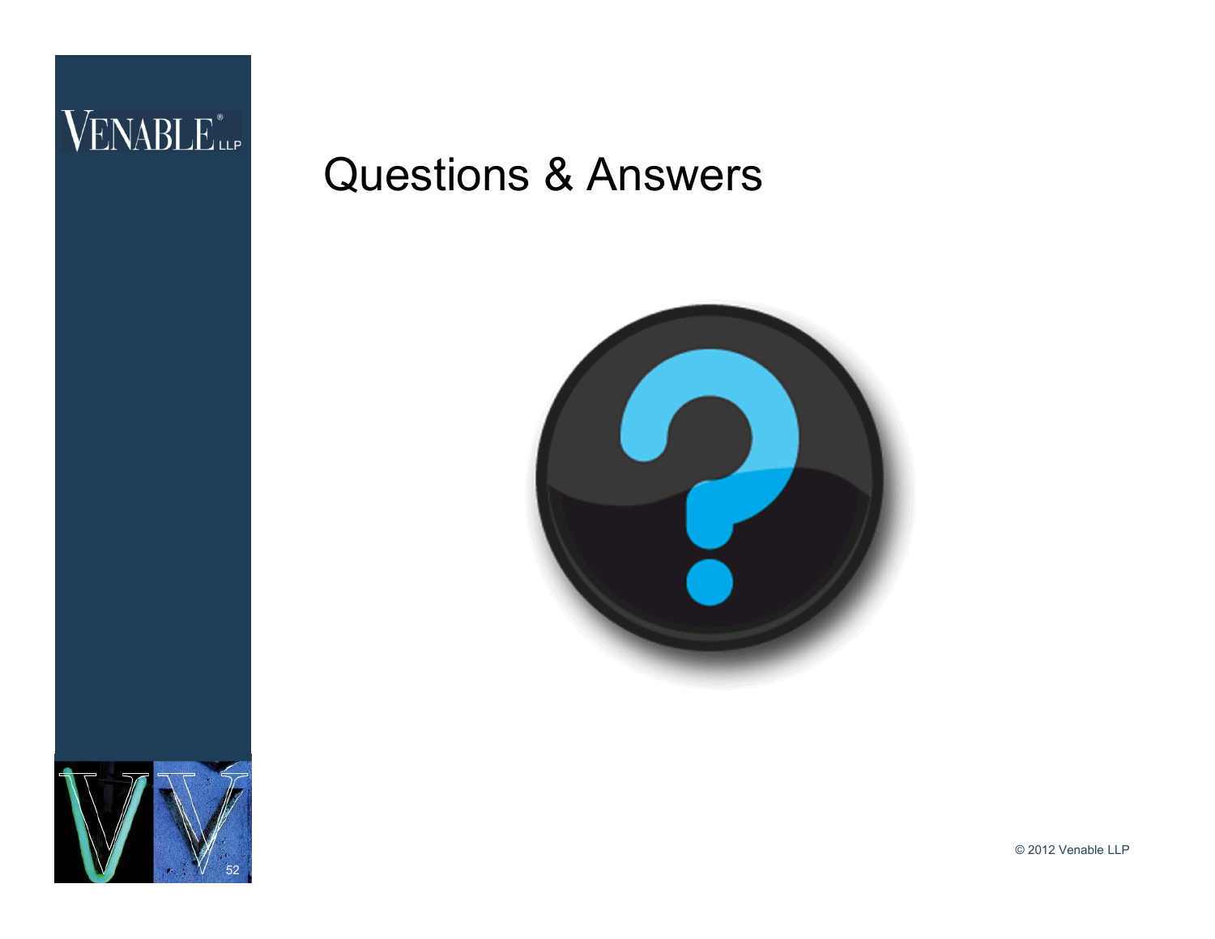# Questions & Answers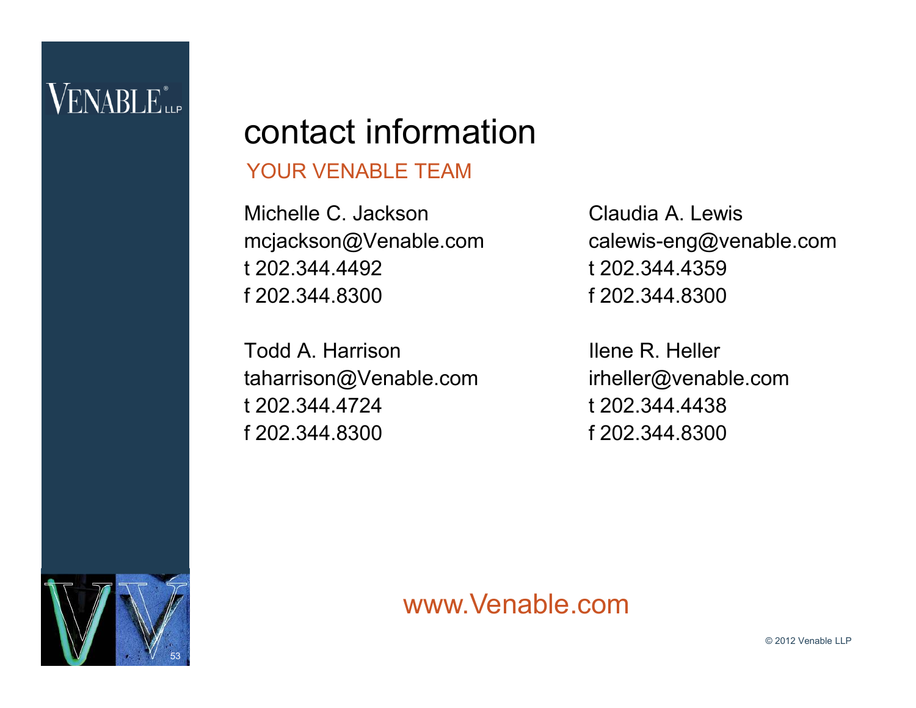# contact information

## YOUR VENABLE TEAM

Michelle C. Jackson
mcjackson@Venable.com
t 202.344.4492
f 202.344.8300

Todd A. Harrison
taharrison@Venable.com
t 202.344.4724
f 202.344.8300

Claudia A. Lewis
calewis-eng@venable.com
t 202.344.4359
f 202.344.8300

Ilene R. Heller
irheller@venable.com
t 202.344.4438
f 202.344.8300

www.Venable.com

© 2012 Venable LLP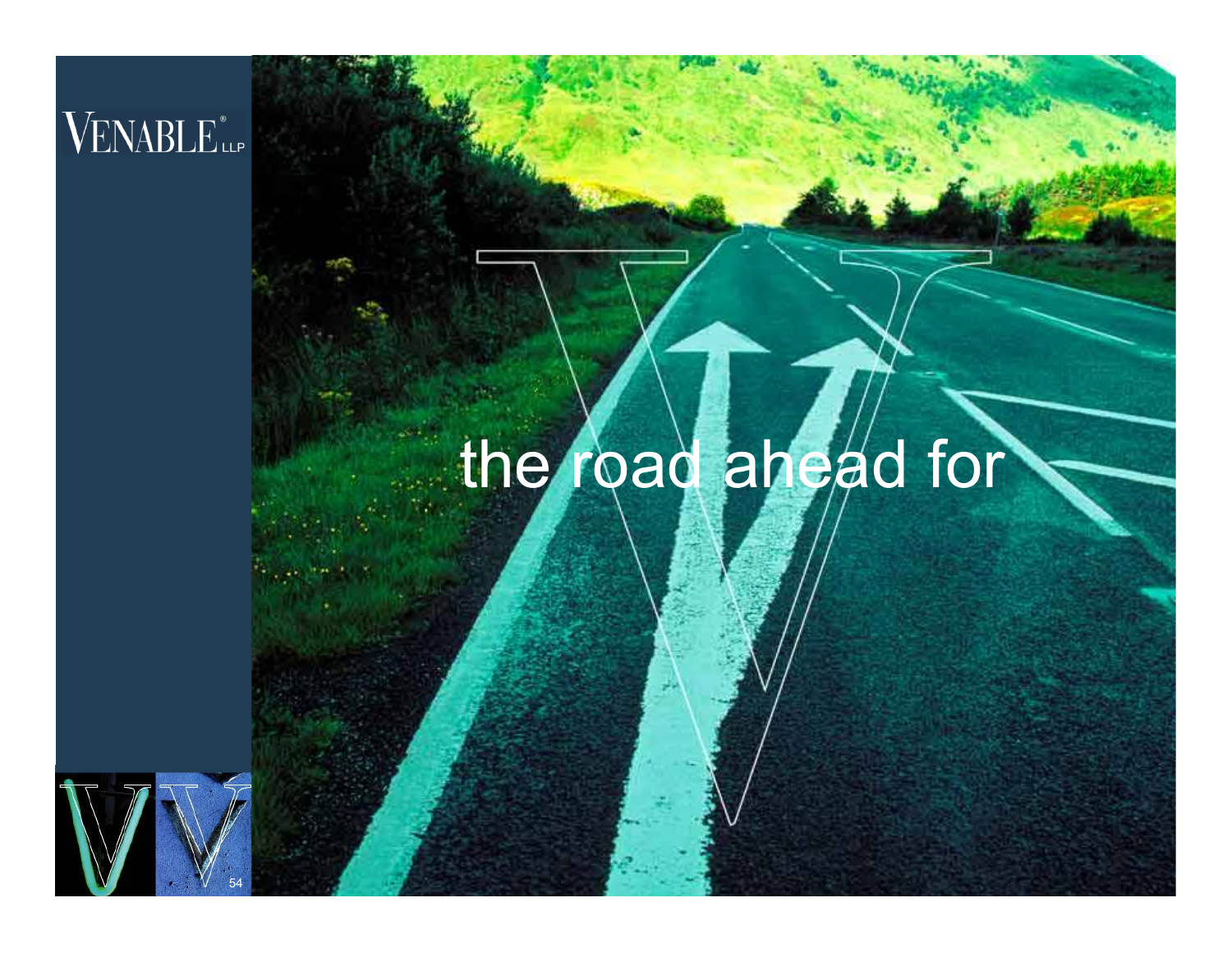VENABLE® LLP

the road ahead for